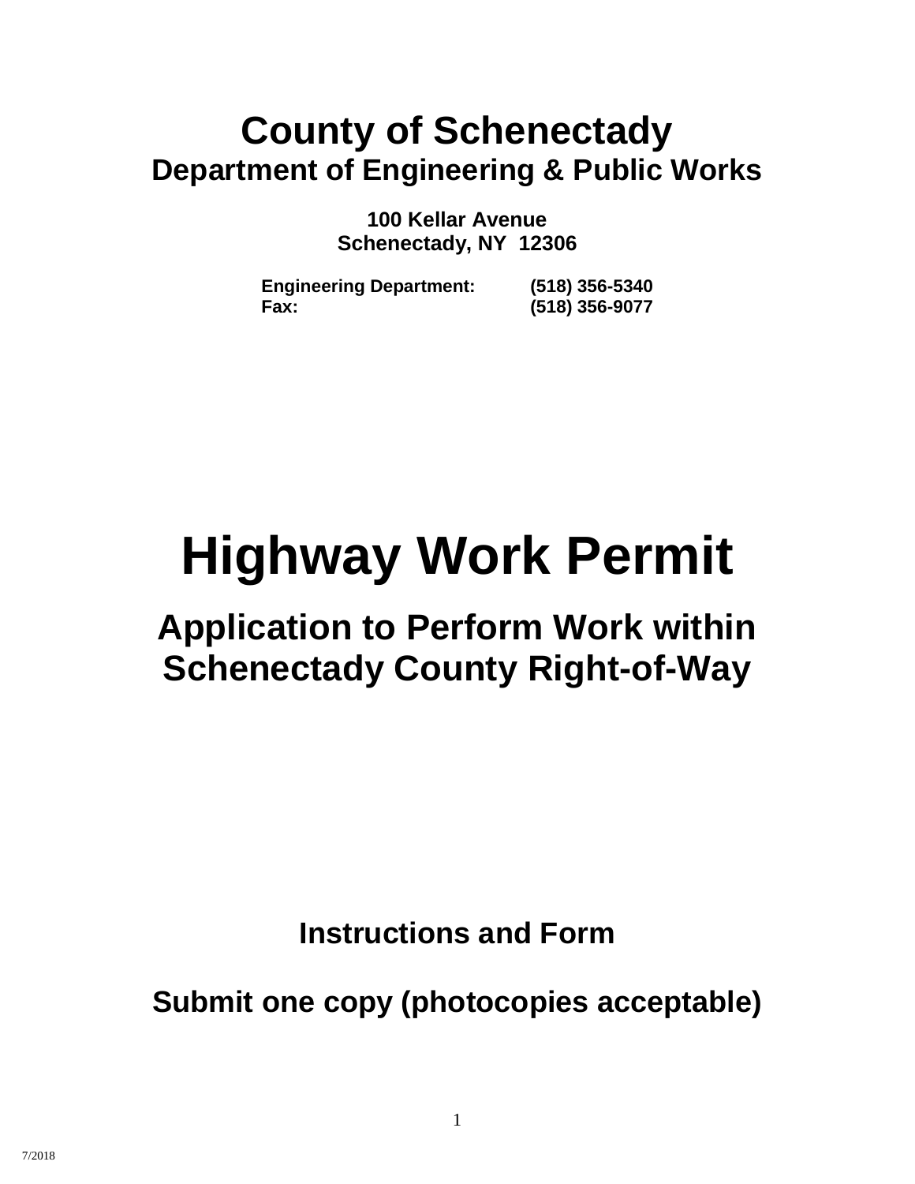# County of Schenectady

## Department of Engineering & Public Works

**100 Kellar Avenue**
**Schenectady, NY 12306**

| | |
|---|---|
| **Engineering Department:** | **(518) 356-5340** |
| **Fax:** | **(518) 356-9077** |

# Highway Work Permit

## Application to Perform Work within Schenectady County Right-of-Way

### Instructions and Form

### Submit one copy (photocopies acceptable)

7/2018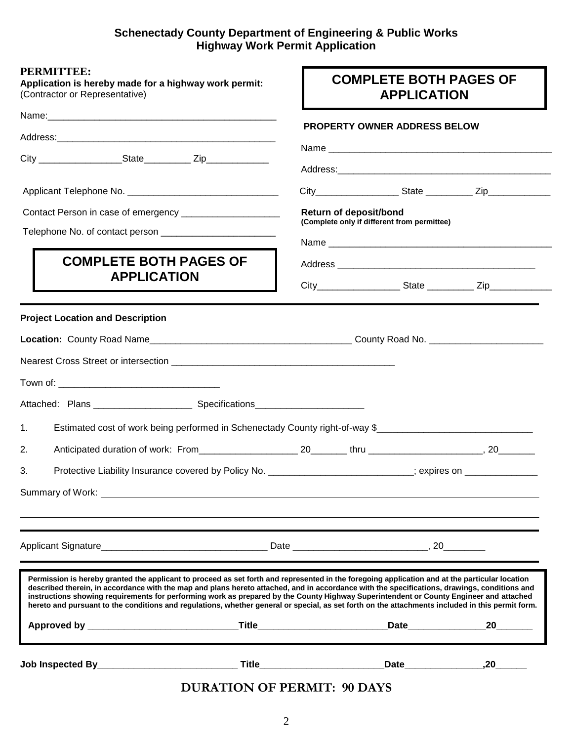**Schenectady County Department of Engineering & Public Works**
**Highway Work Permit Application**

**PERMITTEE:**
**Application is hereby made for a highway work permit:**
(Contractor or Representative)

Name:_____________________________________________

Address:___________________________________________

City ________________State_________ Zip____________

Applicant Telephone No. ______________________________

Contact Person in case of emergency ___________________

Telephone No. of contact person ______________________

**COMPLETE BOTH PAGES OF APPLICATION**

**PROPERTY OWNER ADDRESS BELOW**

Name _____________________________________________

Address:___________________________________________

City________________ State _________ Zip____________

**Return of deposit/bond**
**(Complete only if different from permittee)**

Name _____________________________________________

Address ______________________________________

City________________ State _________ Zip____________

---

**Project Location and Description**

**Location:** County Road Name_______________________________________ County Road No. ______________________

Nearest Cross Street or intersection ____________________________________________

Town of: _______________________________

Attached: Plans ___________________ Specifications_____________________

1. Estimated cost of work being performed in Schenectady County right-of-way $______________________________
2. Anticipated duration of work: From___________________ 20_______ thru ______________________, 20_______
3. Protective Liability Insurance covered by Policy No. ___________________________; expires on ______________

Summary of Work: ______________________________________________________________________________

___________________________________________________________________________________________

---

Applicant Signature________________________________ Date __________________________, 20________

---

**Permission is hereby granted the applicant to proceed as set forth and represented in the foregoing application and at the particular location described therein, in accordance with the map and plans hereto attached, and in accordance with the specifications, drawings, conditions and instructions showing requirements for performing work as prepared by the County Highway Superintendent or County Engineer and attached hereto and pursuant to the conditions and regulations, whether general or special, as set forth on the attachments included in this permit form.**

**Approved by** _____________________________**Title**_________________________**Date**_______________**20**_______

**Job Inspected By**___________________________ **Title**________________________**Date**_______________**,20**______

**DURATION OF PERMIT: 90 DAYS**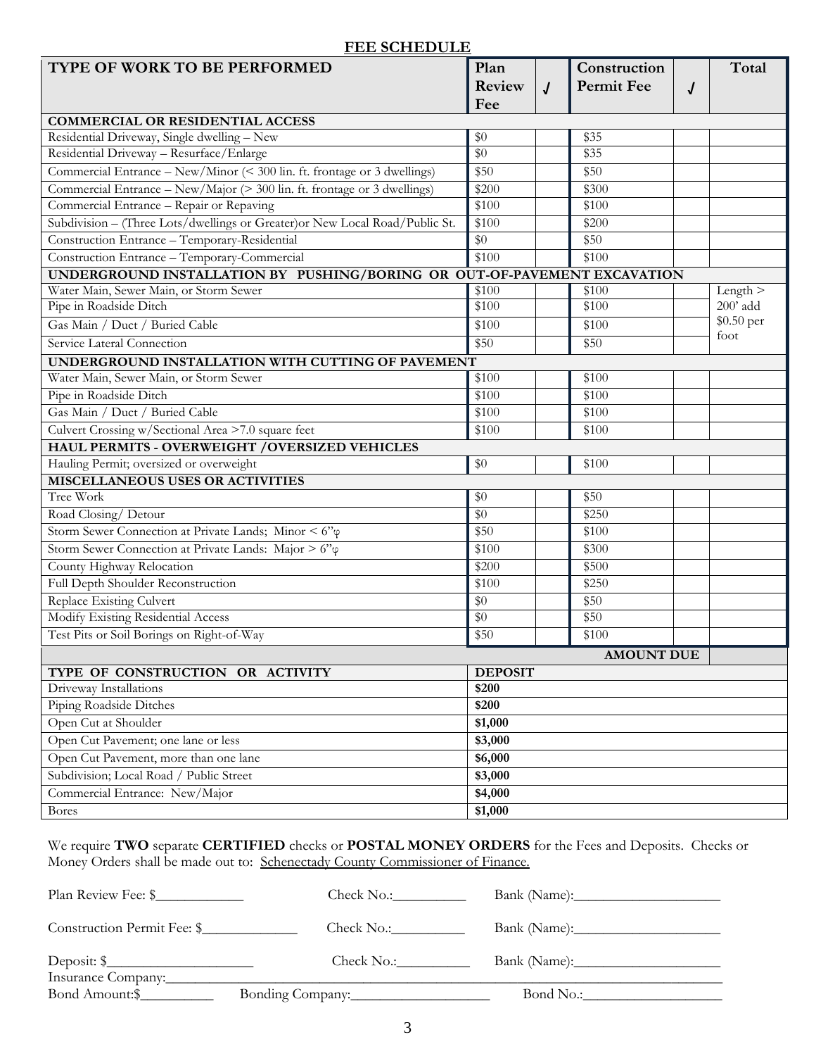## FEE SCHEDULE

| TYPE OF WORK TO BE PERFORMED | Plan Review Fee | √ | Construction Permit Fee | √ | Total |
|---|---|---|---|---|---|
| **COMMERCIAL OR RESIDENTIAL ACCESS** | | | | | |
| Residential Driveway, Single dwelling – New | $0 | | $35 | | |
| Residential Driveway – Resurface/Enlarge | $0 | | $35 | | |
| Commercial Entrance – New/Minor (< 300 lin. ft. frontage or 3 dwellings) | $50 | | $50 | | |
| Commercial Entrance – New/Major (> 300 lin. ft. frontage or 3 dwellings) | $200 | | $300 | | |
| Commercial Entrance – Repair or Repaving | $100 | | $100 | | |
| Subdivision – (Three Lots/dwellings or Greater)or New Local Road/Public St. | $100 | | $200 | | |
| Construction Entrance – Temporary-Residential | $0 | | $50 | | |
| Construction Entrance – Temporary-Commercial | $100 | | $100 | | |
| **UNDERGROUND INSTALLATION BY PUSHING/BORING OR OUT-OF-PAVEMENT EXCAVATION** | | | | | |
| Water Main, Sewer Main, or Storm Sewer | $100 | | $100 | | Length > 200' add $0.50 per foot |
| Pipe in Roadside Ditch | $100 | | $100 | | |
| Gas Main / Duct / Buried Cable | $100 | | $100 | | |
| Service Lateral Connection | $50 | | $50 | | |
| **UNDERGROUND INSTALLATION WITH CUTTING OF PAVEMENT** | | | | | |
| Water Main, Sewer Main, or Storm Sewer | $100 | | $100 | | |
| Pipe in Roadside Ditch | $100 | | $100 | | |
| Gas Main / Duct / Buried Cable | $100 | | $100 | | |
| Culvert Crossing w/Sectional Area >7.0 square feet | $100 | | $100 | | |
| **HAUL PERMITS - OVERWEIGHT /OVERSIZED VEHICLES** | | | | | |
| Hauling Permit; oversized or overweight | $0 | | $100 | | |
| **MISCELLANEOUS USES OR ACTIVITIES** | | | | | |
| Tree Work | $0 | | $50 | | |
| Road Closing/ Detour | $0 | | $250 | | |
| Storm Sewer Connection at Private Lands; Minor < 6"φ | $50 | | $100 | | |
| Storm Sewer Connection at Private Lands: Major > 6"φ | $100 | | $300 | | |
| County Highway Relocation | $200 | | $500 | | |
| Full Depth Shoulder Reconstruction | $100 | | $250 | | |
| Replace Existing Culvert | $0 | | $50 | | |
| Modify Existing Residential Access | $0 | | $50 | | |
| Test Pits or Soil Borings on Right-of-Way | $50 | | $100 | | |
| | | | **AMOUNT DUE** | | |

| TYPE OF CONSTRUCTION OR ACTIVITY | DEPOSIT |
|---|---|
| Driveway Installations | **$200** |
| Piping Roadside Ditches | **$200** |
| Open Cut at Shoulder | **$1,000** |
| Open Cut Pavement; one lane or less | **$3,000** |
| Open Cut Pavement, more than one lane | **$6,000** |
| Subdivision; Local Road / Public Street | **$3,000** |
| Commercial Entrance: New/Major | **$4,000** |
| Bores | **$1,000** |

We require **TWO** separate **CERTIFIED** checks or **POSTAL MONEY ORDERS** for the Fees and Deposits. Checks or Money Orders shall be made out to: Schenectady County Commissioner of Finance.

Plan Review Fee: $____________ Check No.:__________ Bank (Name):____________________

Construction Permit Fee: $_____________ Check No.:__________ Bank (Name):____________________

Deposit: $____________________ Check No.:__________ Bank (Name):____________________

Insurance Company:________________________________________________________________________

Bond Amount:$__________ Bonding Company:___________________ Bond No.:___________________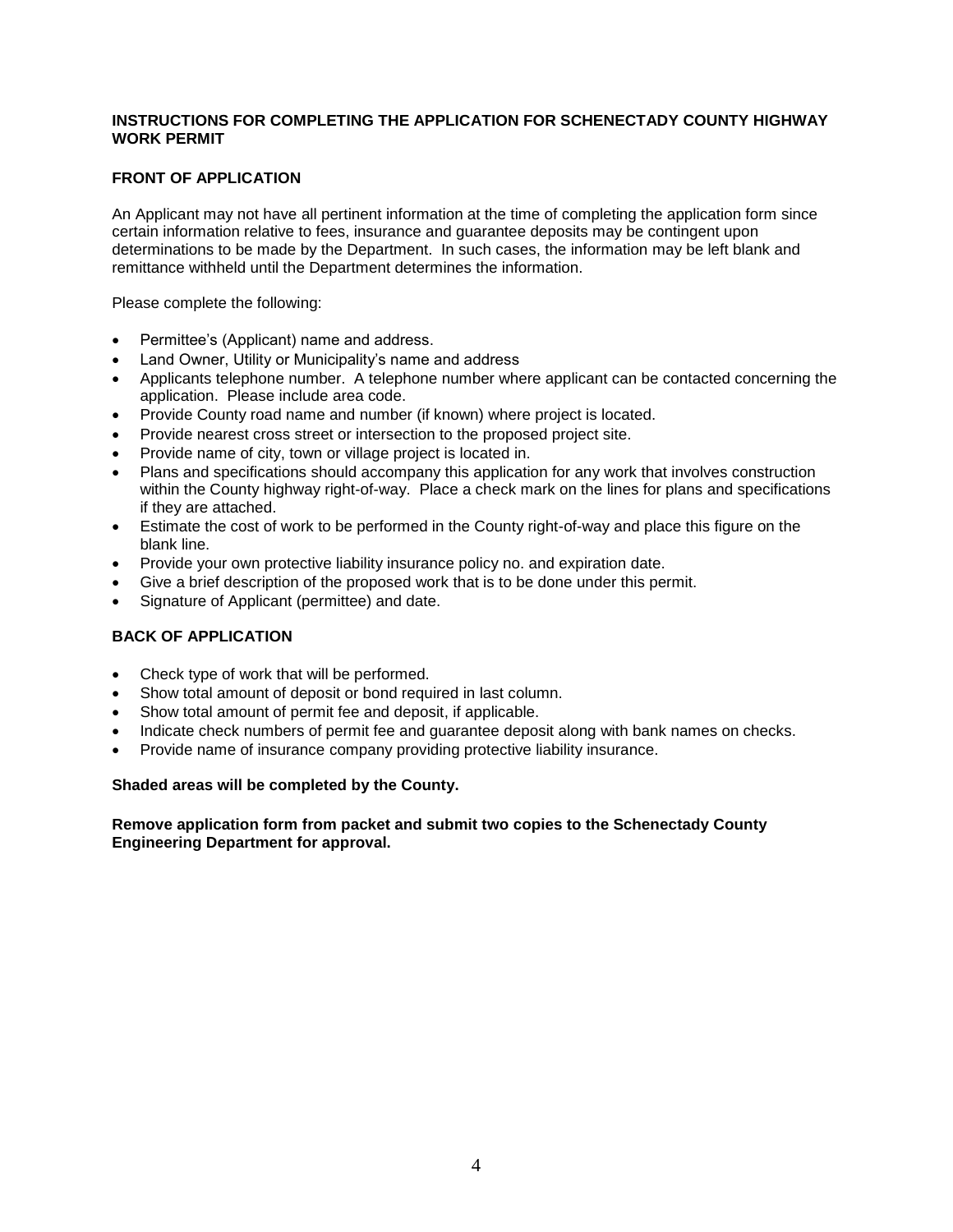**INSTRUCTIONS FOR COMPLETING THE APPLICATION FOR SCHENECTADY COUNTY HIGHWAY WORK PERMIT**

**FRONT OF APPLICATION**

An Applicant may not have all pertinent information at the time of completing the application form since certain information relative to fees, insurance and guarantee deposits may be contingent upon determinations to be made by the Department. In such cases, the information may be left blank and remittance withheld until the Department determines the information.

Please complete the following:

- Permittee's (Applicant) name and address.
- Land Owner, Utility or Municipality's name and address
- Applicants telephone number. A telephone number where applicant can be contacted concerning the application. Please include area code.
- Provide County road name and number (if known) where project is located.
- Provide nearest cross street or intersection to the proposed project site.
- Provide name of city, town or village project is located in.
- Plans and specifications should accompany this application for any work that involves construction within the County highway right-of-way. Place a check mark on the lines for plans and specifications if they are attached.
- Estimate the cost of work to be performed in the County right-of-way and place this figure on the blank line.
- Provide your own protective liability insurance policy no. and expiration date.
- Give a brief description of the proposed work that is to be done under this permit.
- Signature of Applicant (permittee) and date.

**BACK OF APPLICATION**

- Check type of work that will be performed.
- Show total amount of deposit or bond required in last column.
- Show total amount of permit fee and deposit, if applicable.
- Indicate check numbers of permit fee and guarantee deposit along with bank names on checks.
- Provide name of insurance company providing protective liability insurance.

**Shaded areas will be completed by the County.**

**Remove application form from packet and submit two copies to the Schenectady County Engineering Department for approval.**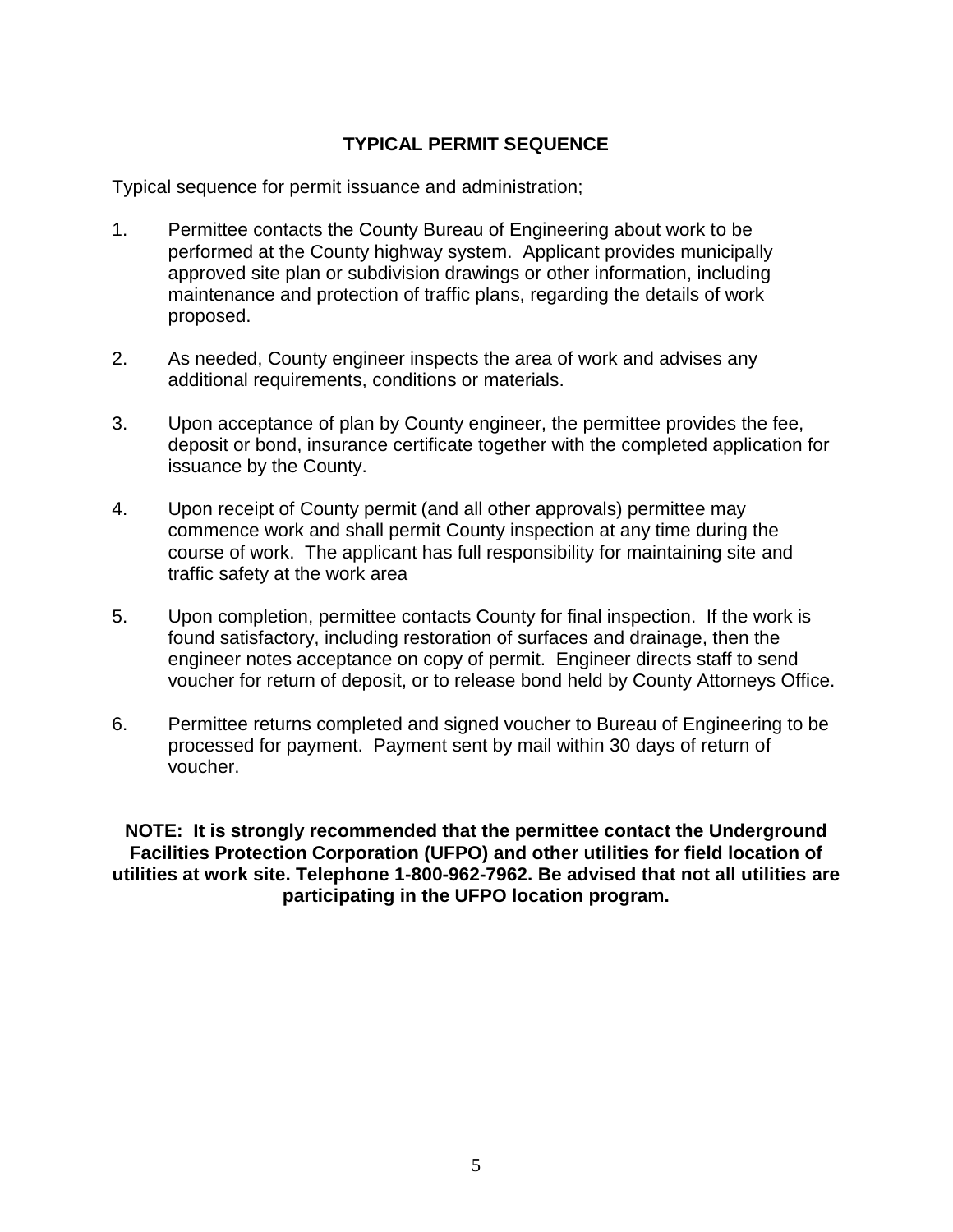## TYPICAL PERMIT SEQUENCE

Typical sequence for permit issuance and administration;

1. Permittee contacts the County Bureau of Engineering about work to be performed at the County highway system. Applicant provides municipally approved site plan or subdivision drawings or other information, including maintenance and protection of traffic plans, regarding the details of work proposed.

2. As needed, County engineer inspects the area of work and advises any additional requirements, conditions or materials.

3. Upon acceptance of plan by County engineer, the permittee provides the fee, deposit or bond, insurance certificate together with the completed application for issuance by the County.

4. Upon receipt of County permit (and all other approvals) permittee may commence work and shall permit County inspection at any time during the course of work. The applicant has full responsibility for maintaining site and traffic safety at the work area

5. Upon completion, permittee contacts County for final inspection. If the work is found satisfactory, including restoration of surfaces and drainage, then the engineer notes acceptance on copy of permit. Engineer directs staff to send voucher for return of deposit, or to release bond held by County Attorneys Office.

6. Permittee returns completed and signed voucher to Bureau of Engineering to be processed for payment. Payment sent by mail within 30 days of return of voucher.

**NOTE: It is strongly recommended that the permittee contact the Underground Facilities Protection Corporation (UFPO) and other utilities for field location of utilities at work site. Telephone 1-800-962-7962. Be advised that not all utilities are participating in the UFPO location program.**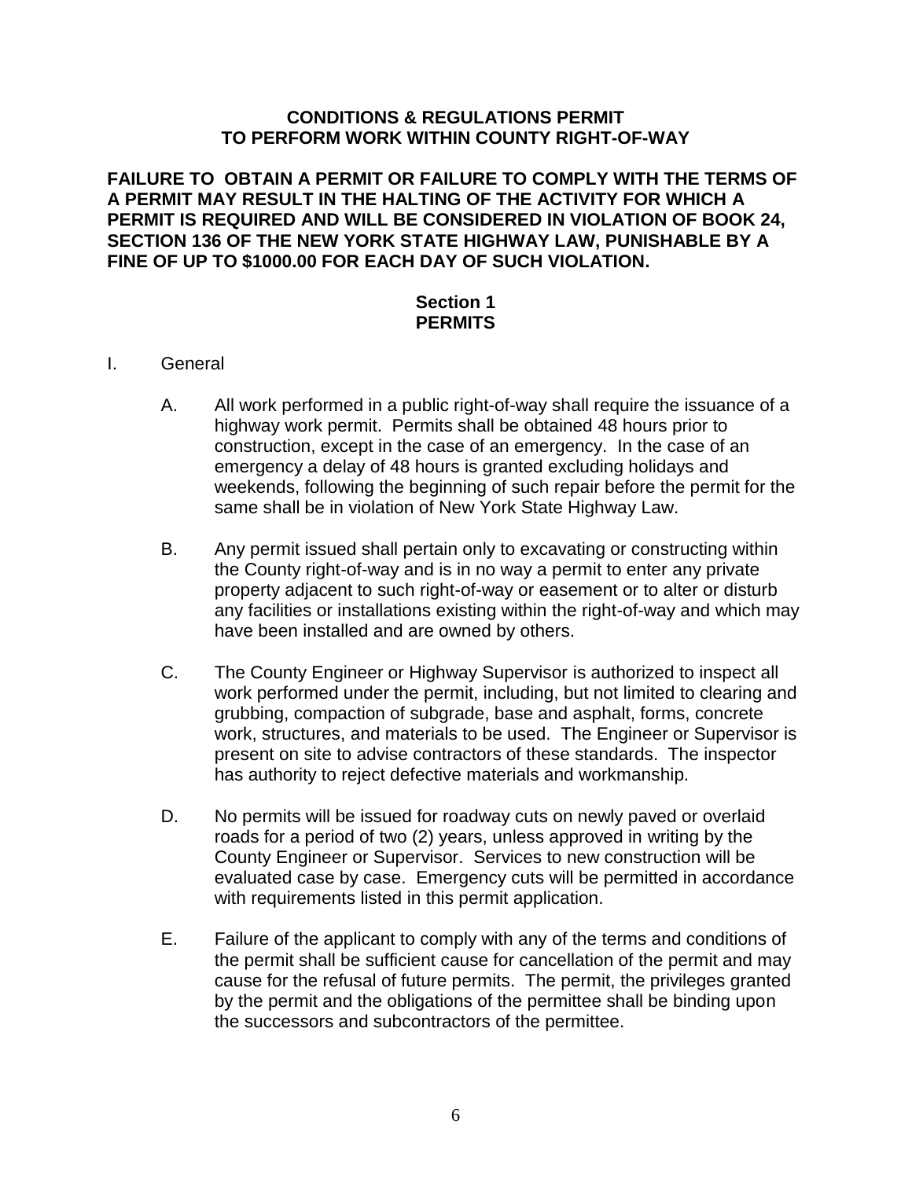# CONDITIONS & REGULATIONS PERMIT TO PERFORM WORK WITHIN COUNTY RIGHT-OF-WAY

**FAILURE TO OBTAIN A PERMIT OR FAILURE TO COMPLY WITH THE TERMS OF A PERMIT MAY RESULT IN THE HALTING OF THE ACTIVITY FOR WHICH A PERMIT IS REQUIRED AND WILL BE CONSIDERED IN VIOLATION OF BOOK 24, SECTION 136 OF THE NEW YORK STATE HIGHWAY LAW, PUNISHABLE BY A FINE OF UP TO $1000.00 FOR EACH DAY OF SUCH VIOLATION.**

## Section 1
## PERMITS

I. General

A. All work performed in a public right-of-way shall require the issuance of a highway work permit. Permits shall be obtained 48 hours prior to construction, except in the case of an emergency. In the case of an emergency a delay of 48 hours is granted excluding holidays and weekends, following the beginning of such repair before the permit for the same shall be in violation of New York State Highway Law.

B. Any permit issued shall pertain only to excavating or constructing within the County right-of-way and is in no way a permit to enter any private property adjacent to such right-of-way or easement or to alter or disturb any facilities or installations existing within the right-of-way and which may have been installed and are owned by others.

C. The County Engineer or Highway Supervisor is authorized to inspect all work performed under the permit, including, but not limited to clearing and grubbing, compaction of subgrade, base and asphalt, forms, concrete work, structures, and materials to be used. The Engineer or Supervisor is present on site to advise contractors of these standards. The inspector has authority to reject defective materials and workmanship.

D. No permits will be issued for roadway cuts on newly paved or overlaid roads for a period of two (2) years, unless approved in writing by the County Engineer or Supervisor. Services to new construction will be evaluated case by case. Emergency cuts will be permitted in accordance with requirements listed in this permit application.

E. Failure of the applicant to comply with any of the terms and conditions of the permit shall be sufficient cause for cancellation of the permit and may cause for the refusal of future permits. The permit, the privileges granted by the permit and the obligations of the permittee shall be binding upon the successors and subcontractors of the permittee.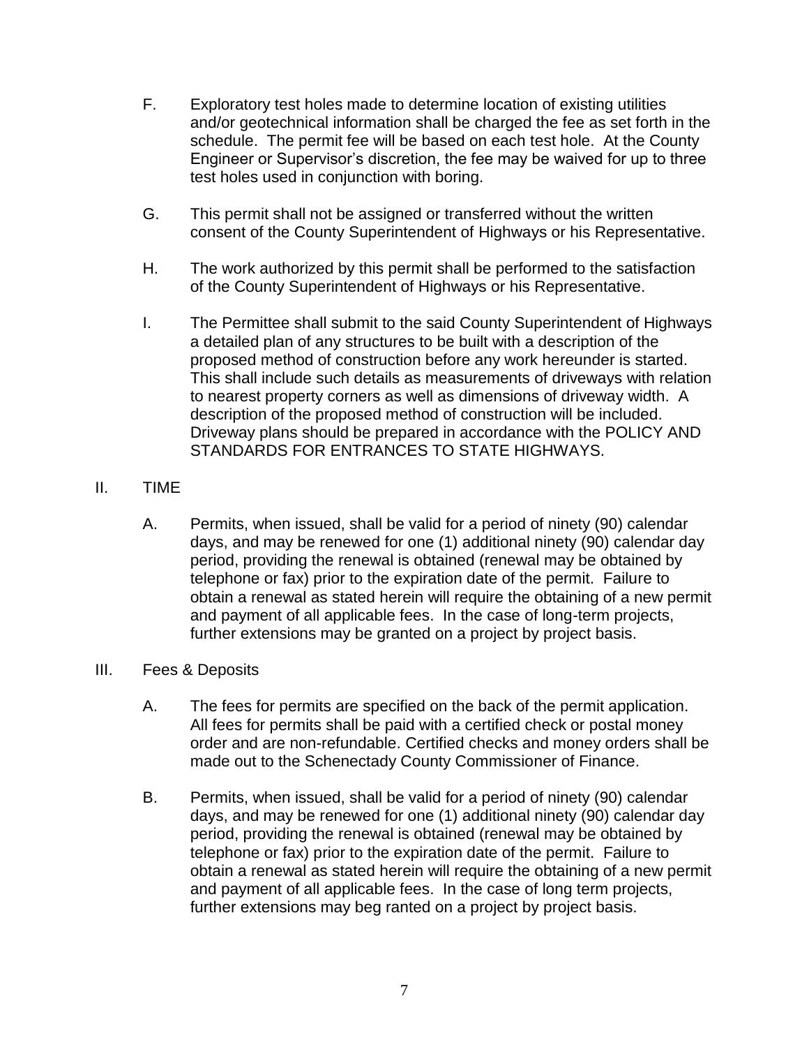F. Exploratory test holes made to determine location of existing utilities and/or geotechnical information shall be charged the fee as set forth in the schedule. The permit fee will be based on each test hole. At the County Engineer or Supervisor's discretion, the fee may be waived for up to three test holes used in conjunction with boring.

G. This permit shall not be assigned or transferred without the written consent of the County Superintendent of Highways or his Representative.

H. The work authorized by this permit shall be performed to the satisfaction of the County Superintendent of Highways or his Representative.

I. The Permittee shall submit to the said County Superintendent of Highways a detailed plan of any structures to be built with a description of the proposed method of construction before any work hereunder is started. This shall include such details as measurements of driveways with relation to nearest property corners as well as dimensions of driveway width. A description of the proposed method of construction will be included. Driveway plans should be prepared in accordance with the POLICY AND STANDARDS FOR ENTRANCES TO STATE HIGHWAYS.

## II. TIME

A. Permits, when issued, shall be valid for a period of ninety (90) calendar days, and may be renewed for one (1) additional ninety (90) calendar day period, providing the renewal is obtained (renewal may be obtained by telephone or fax) prior to the expiration date of the permit. Failure to obtain a renewal as stated herein will require the obtaining of a new permit and payment of all applicable fees. In the case of long-term projects, further extensions may be granted on a project by project basis.

## III. Fees & Deposits

A. The fees for permits are specified on the back of the permit application. All fees for permits shall be paid with a certified check or postal money order and are non-refundable. Certified checks and money orders shall be made out to the Schenectady County Commissioner of Finance.

B. Permits, when issued, shall be valid for a period of ninety (90) calendar days, and may be renewed for one (1) additional ninety (90) calendar day period, providing the renewal is obtained (renewal may be obtained by telephone or fax) prior to the expiration date of the permit. Failure to obtain a renewal as stated herein will require the obtaining of a new permit and payment of all applicable fees. In the case of long term projects, further extensions may beg ranted on a project by project basis.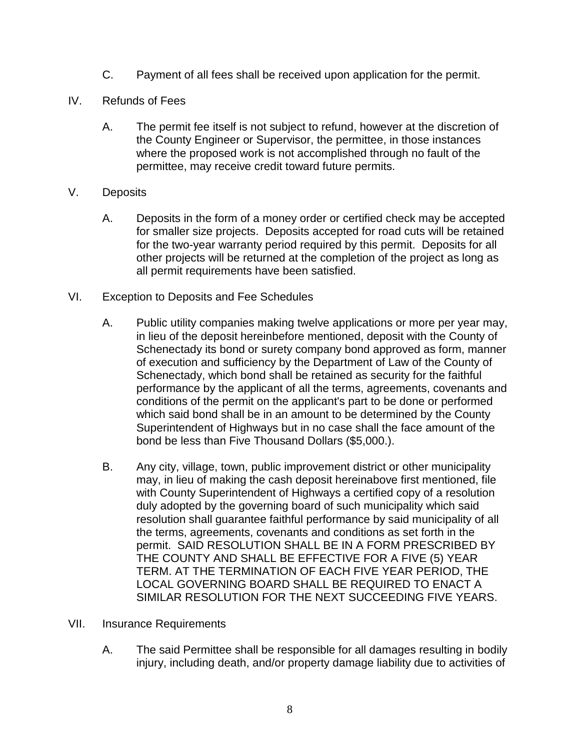C. Payment of all fees shall be received upon application for the permit.

## IV. Refunds of Fees

A. The permit fee itself is not subject to refund, however at the discretion of the County Engineer or Supervisor, the permittee, in those instances where the proposed work is not accomplished through no fault of the permittee, may receive credit toward future permits.

## V. Deposits

A. Deposits in the form of a money order or certified check may be accepted for smaller size projects. Deposits accepted for road cuts will be retained for the two-year warranty period required by this permit. Deposits for all other projects will be returned at the completion of the project as long as all permit requirements have been satisfied.

## VI. Exception to Deposits and Fee Schedules

A. Public utility companies making twelve applications or more per year may, in lieu of the deposit hereinbefore mentioned, deposit with the County of Schenectady its bond or surety company bond approved as form, manner of execution and sufficiency by the Department of Law of the County of Schenectady, which bond shall be retained as security for the faithful performance by the applicant of all the terms, agreements, covenants and conditions of the permit on the applicant's part to be done or performed which said bond shall be in an amount to be determined by the County Superintendent of Highways but in no case shall the face amount of the bond be less than Five Thousand Dollars ($5,000.).

B. Any city, village, town, public improvement district or other municipality may, in lieu of making the cash deposit hereinabove first mentioned, file with County Superintendent of Highways a certified copy of a resolution duly adopted by the governing board of such municipality which said resolution shall guarantee faithful performance by said municipality of all the terms, agreements, covenants and conditions as set forth in the permit. SAID RESOLUTION SHALL BE IN A FORM PRESCRIBED BY THE COUNTY AND SHALL BE EFFECTIVE FOR A FIVE (5) YEAR TERM. AT THE TERMINATION OF EACH FIVE YEAR PERIOD, THE LOCAL GOVERNING BOARD SHALL BE REQUIRED TO ENACT A SIMILAR RESOLUTION FOR THE NEXT SUCCEEDING FIVE YEARS.

## VII. Insurance Requirements

A. The said Permittee shall be responsible for all damages resulting in bodily injury, including death, and/or property damage liability due to activities of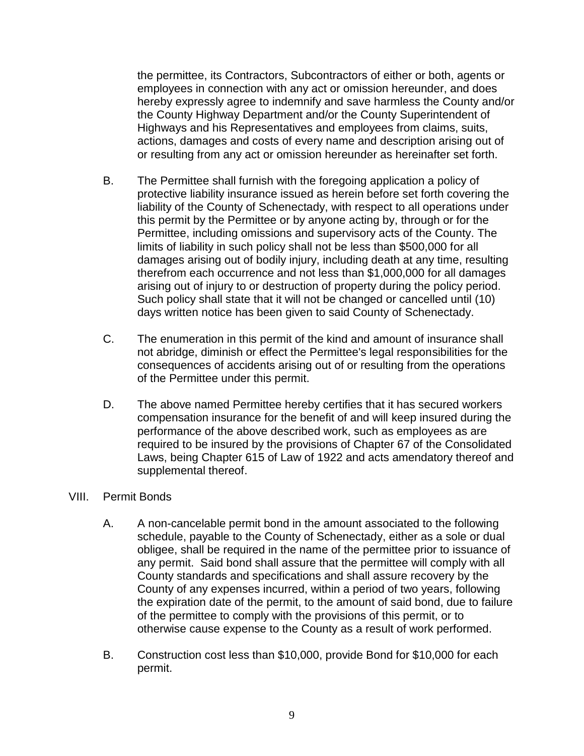the permittee, its Contractors, Subcontractors of either or both, agents or employees in connection with any act or omission hereunder, and does hereby expressly agree to indemnify and save harmless the County and/or the County Highway Department and/or the County Superintendent of Highways and his Representatives and employees from claims, suits, actions, damages and costs of every name and description arising out of or resulting from any act or omission hereunder as hereinafter set forth.

B. The Permittee shall furnish with the foregoing application a policy of protective liability insurance issued as herein before set forth covering the liability of the County of Schenectady, with respect to all operations under this permit by the Permittee or by anyone acting by, through or for the Permittee, including omissions and supervisory acts of the County. The limits of liability in such policy shall not be less than $500,000 for all damages arising out of bodily injury, including death at any time, resulting therefrom each occurrence and not less than $1,000,000 for all damages arising out of injury to or destruction of property during the policy period. Such policy shall state that it will not be changed or cancelled until (10) days written notice has been given to said County of Schenectady.

C. The enumeration in this permit of the kind and amount of insurance shall not abridge, diminish or effect the Permittee's legal responsibilities for the consequences of accidents arising out of or resulting from the operations of the Permittee under this permit.

D. The above named Permittee hereby certifies that it has secured workers compensation insurance for the benefit of and will keep insured during the performance of the above described work, such as employees as are required to be insured by the provisions of Chapter 67 of the Consolidated Laws, being Chapter 615 of Law of 1922 and acts amendatory thereof and supplemental thereof.

VIII. Permit Bonds

A. A non-cancelable permit bond in the amount associated to the following schedule, payable to the County of Schenectady, either as a sole or dual obligee, shall be required in the name of the permittee prior to issuance of any permit. Said bond shall assure that the permittee will comply with all County standards and specifications and shall assure recovery by the County of any expenses incurred, within a period of two years, following the expiration date of the permit, to the amount of said bond, due to failure of the permittee to comply with the provisions of this permit, or to otherwise cause expense to the County as a result of work performed.

B. Construction cost less than $10,000, provide Bond for $10,000 for each permit.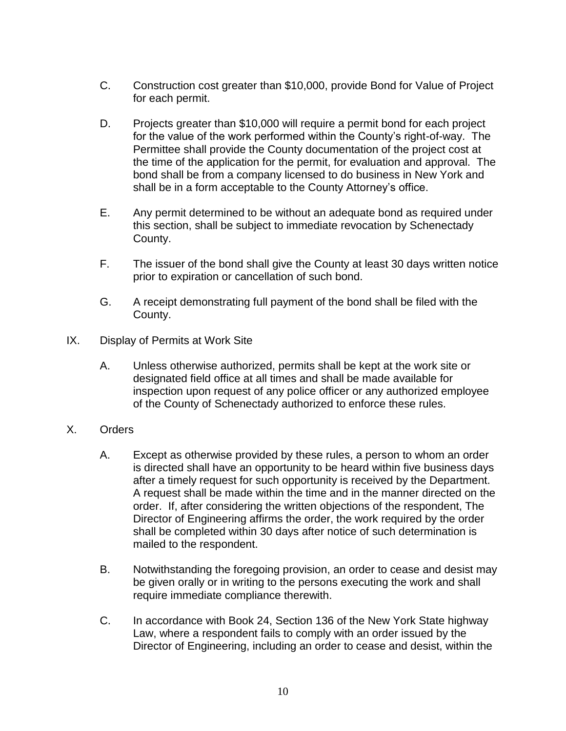C. Construction cost greater than $10,000, provide Bond for Value of Project for each permit.

D. Projects greater than $10,000 will require a permit bond for each project for the value of the work performed within the County's right-of-way. The Permittee shall provide the County documentation of the project cost at the time of the application for the permit, for evaluation and approval. The bond shall be from a company licensed to do business in New York and shall be in a form acceptable to the County Attorney's office.

E. Any permit determined to be without an adequate bond as required under this section, shall be subject to immediate revocation by Schenectady County.

F. The issuer of the bond shall give the County at least 30 days written notice prior to expiration or cancellation of such bond.

G. A receipt demonstrating full payment of the bond shall be filed with the County.

## IX. Display of Permits at Work Site

A. Unless otherwise authorized, permits shall be kept at the work site or designated field office at all times and shall be made available for inspection upon request of any police officer or any authorized employee of the County of Schenectady authorized to enforce these rules.

## X. Orders

A. Except as otherwise provided by these rules, a person to whom an order is directed shall have an opportunity to be heard within five business days after a timely request for such opportunity is received by the Department. A request shall be made within the time and in the manner directed on the order. If, after considering the written objections of the respondent, The Director of Engineering affirms the order, the work required by the order shall be completed within 30 days after notice of such determination is mailed to the respondent.

B. Notwithstanding the foregoing provision, an order to cease and desist may be given orally or in writing to the persons executing the work and shall require immediate compliance therewith.

C. In accordance with Book 24, Section 136 of the New York State highway Law, where a respondent fails to comply with an order issued by the Director of Engineering, including an order to cease and desist, within the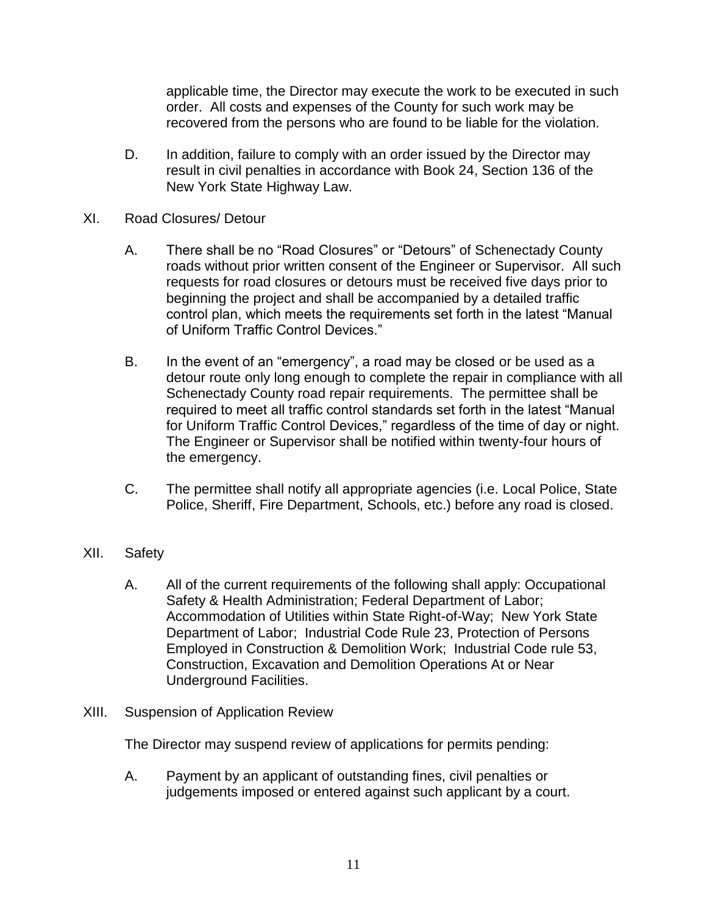applicable time, the Director may execute the work to be executed in such order. All costs and expenses of the County for such work may be recovered from the persons who are found to be liable for the violation.

D. In addition, failure to comply with an order issued by the Director may result in civil penalties in accordance with Book 24, Section 136 of the New York State Highway Law.

## XI. Road Closures/ Detour

A. There shall be no "Road Closures" or "Detours" of Schenectady County roads without prior written consent of the Engineer or Supervisor. All such requests for road closures or detours must be received five days prior to beginning the project and shall be accompanied by a detailed traffic control plan, which meets the requirements set forth in the latest "Manual of Uniform Traffic Control Devices."

B. In the event of an "emergency", a road may be closed or be used as a detour route only long enough to complete the repair in compliance with all Schenectady County road repair requirements. The permittee shall be required to meet all traffic control standards set forth in the latest "Manual for Uniform Traffic Control Devices," regardless of the time of day or night. The Engineer or Supervisor shall be notified within twenty-four hours of the emergency.

C. The permittee shall notify all appropriate agencies (i.e. Local Police, State Police, Sheriff, Fire Department, Schools, etc.) before any road is closed.

## XII. Safety

A. All of the current requirements of the following shall apply: Occupational Safety & Health Administration; Federal Department of Labor; Accommodation of Utilities within State Right-of-Way; New York State Department of Labor; Industrial Code Rule 23, Protection of Persons Employed in Construction & Demolition Work; Industrial Code rule 53, Construction, Excavation and Demolition Operations At or Near Underground Facilities.

## XIII. Suspension of Application Review

The Director may suspend review of applications for permits pending:

A. Payment by an applicant of outstanding fines, civil penalties or judgements imposed or entered against such applicant by a court.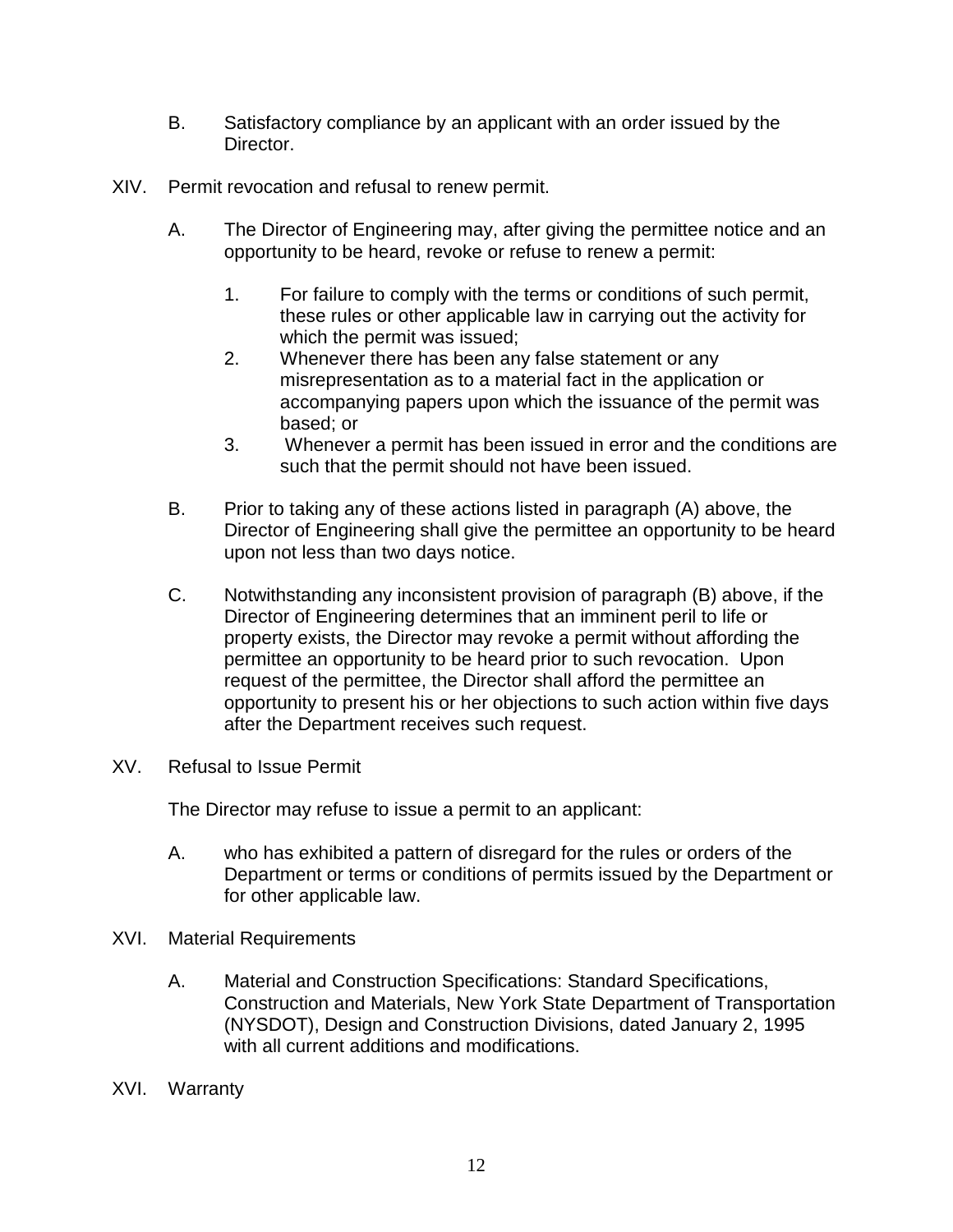B. Satisfactory compliance by an applicant with an order issued by the Director.

XIV. Permit revocation and refusal to renew permit.

A. The Director of Engineering may, after giving the permittee notice and an opportunity to be heard, revoke or refuse to renew a permit:

1. For failure to comply with the terms or conditions of such permit, these rules or other applicable law in carrying out the activity for which the permit was issued;
2. Whenever there has been any false statement or any misrepresentation as to a material fact in the application or accompanying papers upon which the issuance of the permit was based; or
3. Whenever a permit has been issued in error and the conditions are such that the permit should not have been issued.

B. Prior to taking any of these actions listed in paragraph (A) above, the Director of Engineering shall give the permittee an opportunity to be heard upon not less than two days notice.

C. Notwithstanding any inconsistent provision of paragraph (B) above, if the Director of Engineering determines that an imminent peril to life or property exists, the Director may revoke a permit without affording the permittee an opportunity to be heard prior to such revocation. Upon request of the permittee, the Director shall afford the permittee an opportunity to present his or her objections to such action within five days after the Department receives such request.

XV. Refusal to Issue Permit

The Director may refuse to issue a permit to an applicant:

A. who has exhibited a pattern of disregard for the rules or orders of the Department or terms or conditions of permits issued by the Department or for other applicable law.

XVI. Material Requirements

A. Material and Construction Specifications: Standard Specifications, Construction and Materials, New York State Department of Transportation (NYSDOT), Design and Construction Divisions, dated January 2, 1995 with all current additions and modifications.

XVI. Warranty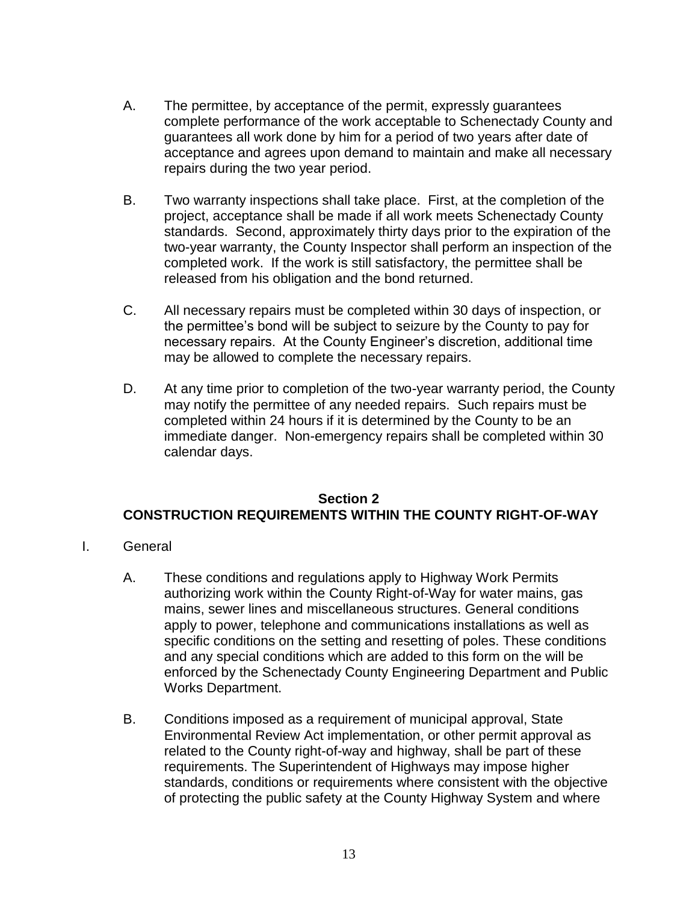A. The permittee, by acceptance of the permit, expressly guarantees complete performance of the work acceptable to Schenectady County and guarantees all work done by him for a period of two years after date of acceptance and agrees upon demand to maintain and make all necessary repairs during the two year period.

B. Two warranty inspections shall take place. First, at the completion of the project, acceptance shall be made if all work meets Schenectady County standards. Second, approximately thirty days prior to the expiration of the two-year warranty, the County Inspector shall perform an inspection of the completed work. If the work is still satisfactory, the permittee shall be released from his obligation and the bond returned.

C. All necessary repairs must be completed within 30 days of inspection, or the permittee's bond will be subject to seizure by the County to pay for necessary repairs. At the County Engineer's discretion, additional time may be allowed to complete the necessary repairs.

D. At any time prior to completion of the two-year warranty period, the County may notify the permittee of any needed repairs. Such repairs must be completed within 24 hours if it is determined by the County to be an immediate danger. Non-emergency repairs shall be completed within 30 calendar days.

## Section 2
## CONSTRUCTION REQUIREMENTS WITHIN THE COUNTY RIGHT-OF-WAY

I. General

A. These conditions and regulations apply to Highway Work Permits authorizing work within the County Right-of-Way for water mains, gas mains, sewer lines and miscellaneous structures. General conditions apply to power, telephone and communications installations as well as specific conditions on the setting and resetting of poles. These conditions and any special conditions which are added to this form on the will be enforced by the Schenectady County Engineering Department and Public Works Department.

B. Conditions imposed as a requirement of municipal approval, State Environmental Review Act implementation, or other permit approval as related to the County right-of-way and highway, shall be part of these requirements. The Superintendent of Highways may impose higher standards, conditions or requirements where consistent with the objective of protecting the public safety at the County Highway System and where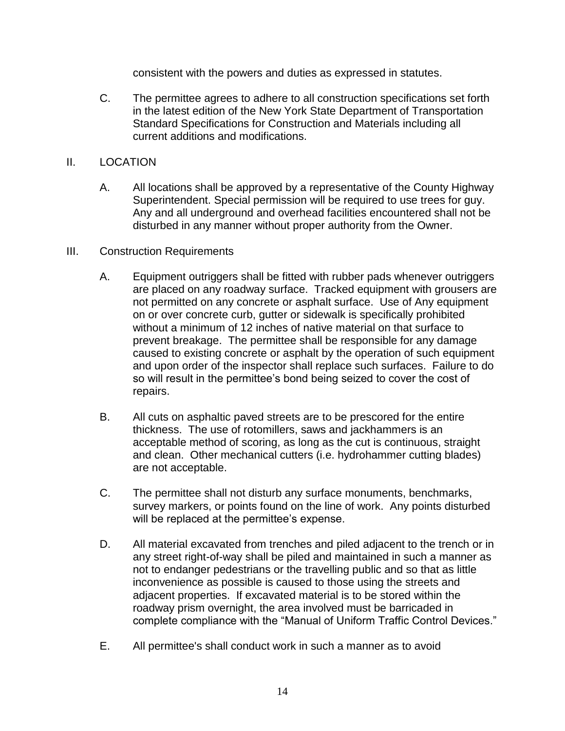consistent with the powers and duties as expressed in statutes.

C. The permittee agrees to adhere to all construction specifications set forth in the latest edition of the New York State Department of Transportation Standard Specifications for Construction and Materials including all current additions and modifications.

II. LOCATION

A. All locations shall be approved by a representative of the County Highway Superintendent. Special permission will be required to use trees for guy. Any and all underground and overhead facilities encountered shall not be disturbed in any manner without proper authority from the Owner.

III. Construction Requirements

A. Equipment outriggers shall be fitted with rubber pads whenever outriggers are placed on any roadway surface. Tracked equipment with grousers are not permitted on any concrete or asphalt surface. Use of Any equipment on or over concrete curb, gutter or sidewalk is specifically prohibited without a minimum of 12 inches of native material on that surface to prevent breakage. The permittee shall be responsible for any damage caused to existing concrete or asphalt by the operation of such equipment and upon order of the inspector shall replace such surfaces. Failure to do so will result in the permittee's bond being seized to cover the cost of repairs.

B. All cuts on asphaltic paved streets are to be prescored for the entire thickness. The use of rotomillers, saws and jackhammers is an acceptable method of scoring, as long as the cut is continuous, straight and clean. Other mechanical cutters (i.e. hydrohammer cutting blades) are not acceptable.

C. The permittee shall not disturb any surface monuments, benchmarks, survey markers, or points found on the line of work. Any points disturbed will be replaced at the permittee's expense.

D. All material excavated from trenches and piled adjacent to the trench or in any street right-of-way shall be piled and maintained in such a manner as not to endanger pedestrians or the travelling public and so that as little inconvenience as possible is caused to those using the streets and adjacent properties. If excavated material is to be stored within the roadway prism overnight, the area involved must be barricaded in complete compliance with the "Manual of Uniform Traffic Control Devices."

E. All permittee's shall conduct work in such a manner as to avoid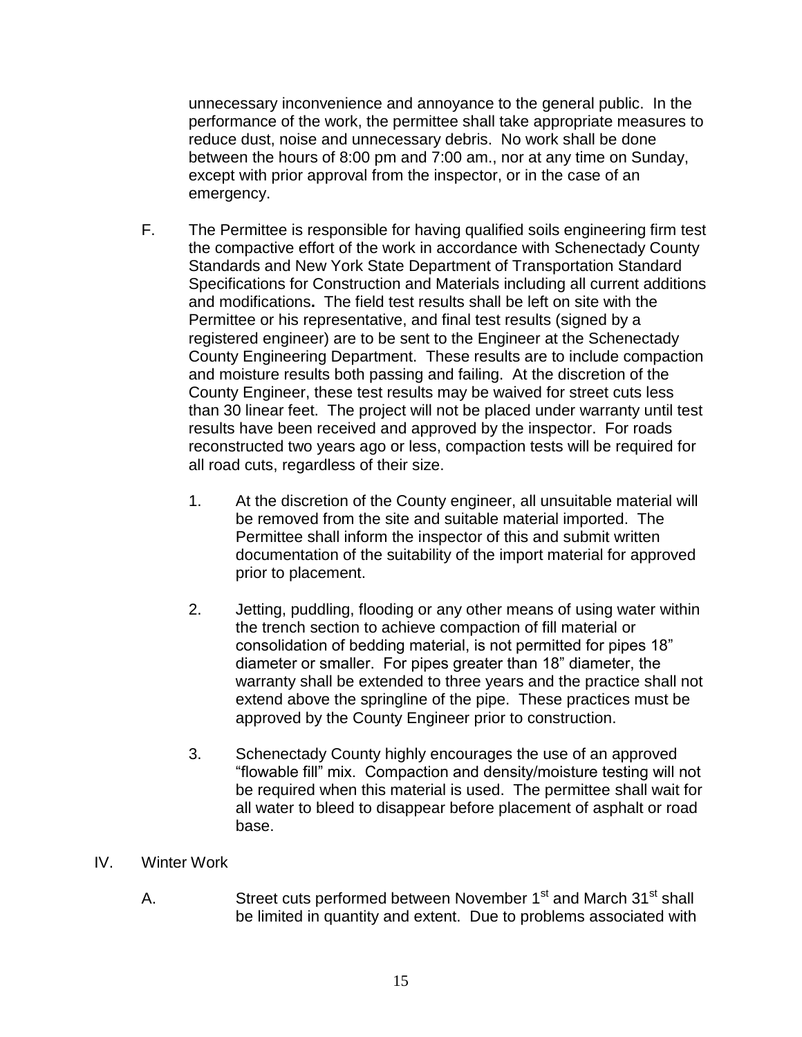unnecessary inconvenience and annoyance to the general public. In the performance of the work, the permittee shall take appropriate measures to reduce dust, noise and unnecessary debris. No work shall be done between the hours of 8:00 pm and 7:00 am., nor at any time on Sunday, except with prior approval from the inspector, or in the case of an emergency.

F. The Permittee is responsible for having qualified soils engineering firm test the compactive effort of the work in accordance with Schenectady County Standards and New York State Department of Transportation Standard Specifications for Construction and Materials including all current additions and modifications**.** The field test results shall be left on site with the Permittee or his representative, and final test results (signed by a registered engineer) are to be sent to the Engineer at the Schenectady County Engineering Department. These results are to include compaction and moisture results both passing and failing. At the discretion of the County Engineer, these test results may be waived for street cuts less than 30 linear feet. The project will not be placed under warranty until test results have been received and approved by the inspector. For roads reconstructed two years ago or less, compaction tests will be required for all road cuts, regardless of their size.

1. At the discretion of the County engineer, all unsuitable material will be removed from the site and suitable material imported. The Permittee shall inform the inspector of this and submit written documentation of the suitability of the import material for approved prior to placement.

2. Jetting, puddling, flooding or any other means of using water within the trench section to achieve compaction of fill material or consolidation of bedding material, is not permitted for pipes 18" diameter or smaller. For pipes greater than 18" diameter, the warranty shall be extended to three years and the practice shall not extend above the springline of the pipe. These practices must be approved by the County Engineer prior to construction.

3. Schenectady County highly encourages the use of an approved "flowable fill" mix. Compaction and density/moisture testing will not be required when this material is used. The permittee shall wait for all water to bleed to disappear before placement of asphalt or road base.

IV. Winter Work

A. Street cuts performed between November 1st and March 31st shall be limited in quantity and extent. Due to problems associated with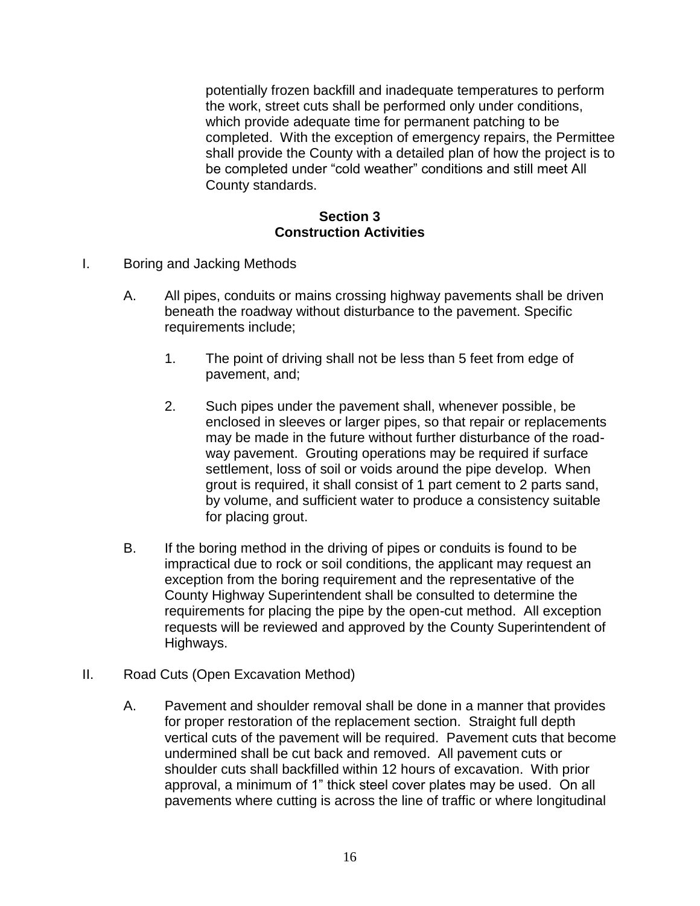potentially frozen backfill and inadequate temperatures to perform the work, street cuts shall be performed only under conditions, which provide adequate time for permanent patching to be completed. With the exception of emergency repairs, the Permittee shall provide the County with a detailed plan of how the project is to be completed under "cold weather" conditions and still meet All County standards.

## Section 3
## Construction Activities

I. Boring and Jacking Methods

A. All pipes, conduits or mains crossing highway pavements shall be driven beneath the roadway without disturbance to the pavement. Specific requirements include;

1. The point of driving shall not be less than 5 feet from edge of pavement, and;

2. Such pipes under the pavement shall, whenever possible, be enclosed in sleeves or larger pipes, so that repair or replacements may be made in the future without further disturbance of the road-way pavement. Grouting operations may be required if surface settlement, loss of soil or voids around the pipe develop. When grout is required, it shall consist of 1 part cement to 2 parts sand, by volume, and sufficient water to produce a consistency suitable for placing grout.

B. If the boring method in the driving of pipes or conduits is found to be impractical due to rock or soil conditions, the applicant may request an exception from the boring requirement and the representative of the County Highway Superintendent shall be consulted to determine the requirements for placing the pipe by the open-cut method. All exception requests will be reviewed and approved by the County Superintendent of Highways.

II. Road Cuts (Open Excavation Method)

A. Pavement and shoulder removal shall be done in a manner that provides for proper restoration of the replacement section. Straight full depth vertical cuts of the pavement will be required. Pavement cuts that become undermined shall be cut back and removed. All pavement cuts or shoulder cuts shall backfilled within 12 hours of excavation. With prior approval, a minimum of 1" thick steel cover plates may be used. On all pavements where cutting is across the line of traffic or where longitudinal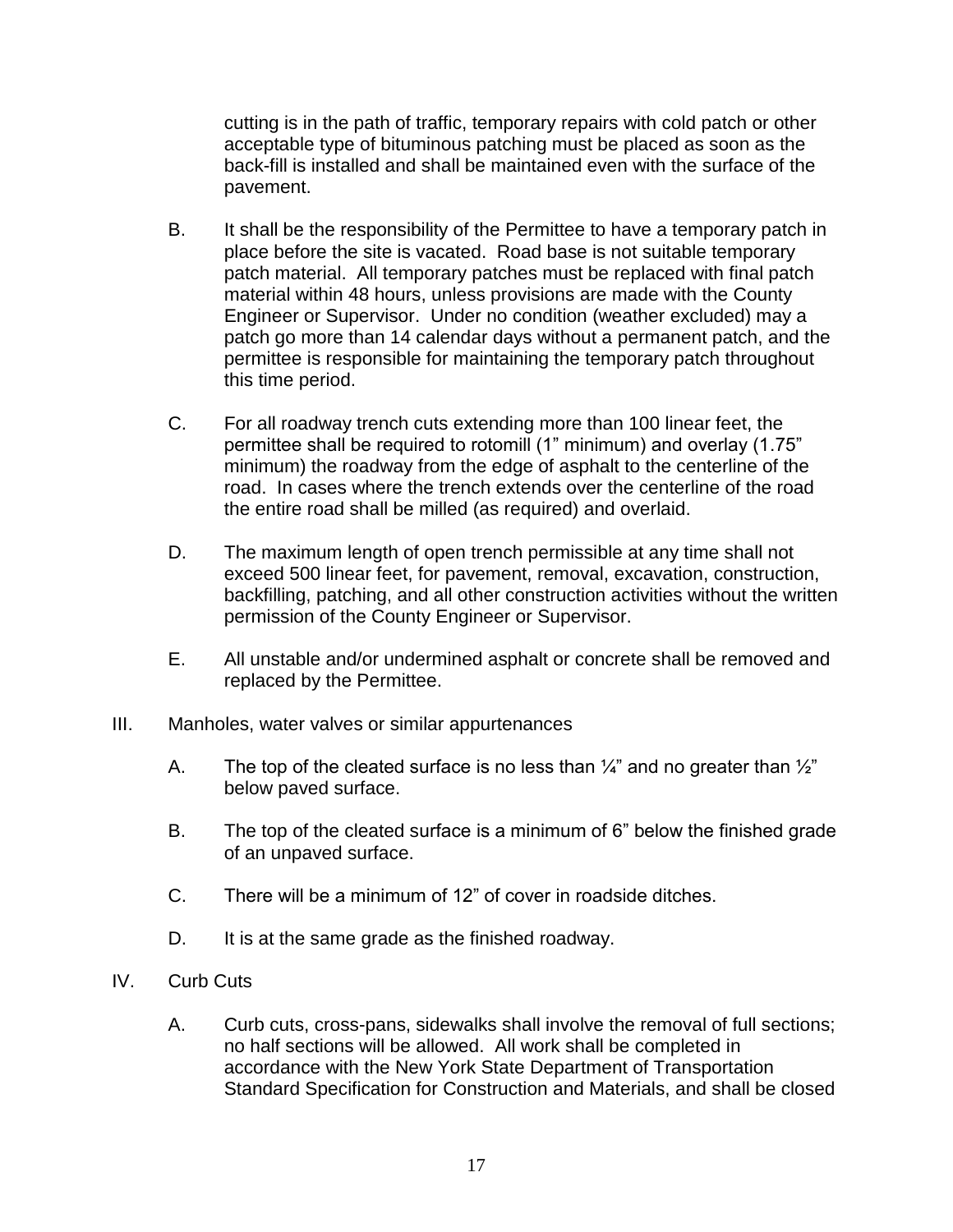cutting is in the path of traffic, temporary repairs with cold patch or other acceptable type of bituminous patching must be placed as soon as the back-fill is installed and shall be maintained even with the surface of the pavement.

B. It shall be the responsibility of the Permittee to have a temporary patch in place before the site is vacated. Road base is not suitable temporary patch material. All temporary patches must be replaced with final patch material within 48 hours, unless provisions are made with the County Engineer or Supervisor. Under no condition (weather excluded) may a patch go more than 14 calendar days without a permanent patch, and the permittee is responsible for maintaining the temporary patch throughout this time period.

C. For all roadway trench cuts extending more than 100 linear feet, the permittee shall be required to rotomill (1" minimum) and overlay (1.75" minimum) the roadway from the edge of asphalt to the centerline of the road. In cases where the trench extends over the centerline of the road the entire road shall be milled (as required) and overlaid.

D. The maximum length of open trench permissible at any time shall not exceed 500 linear feet, for pavement, removal, excavation, construction, backfilling, patching, and all other construction activities without the written permission of the County Engineer or Supervisor.

E. All unstable and/or undermined asphalt or concrete shall be removed and replaced by the Permittee.

III. Manholes, water valves or similar appurtenances

A. The top of the cleated surface is no less than ¼" and no greater than ½" below paved surface.

B. The top of the cleated surface is a minimum of 6" below the finished grade of an unpaved surface.

C. There will be a minimum of 12" of cover in roadside ditches.

D. It is at the same grade as the finished roadway.

IV. Curb Cuts

A. Curb cuts, cross-pans, sidewalks shall involve the removal of full sections; no half sections will be allowed. All work shall be completed in accordance with the New York State Department of Transportation Standard Specification for Construction and Materials, and shall be closed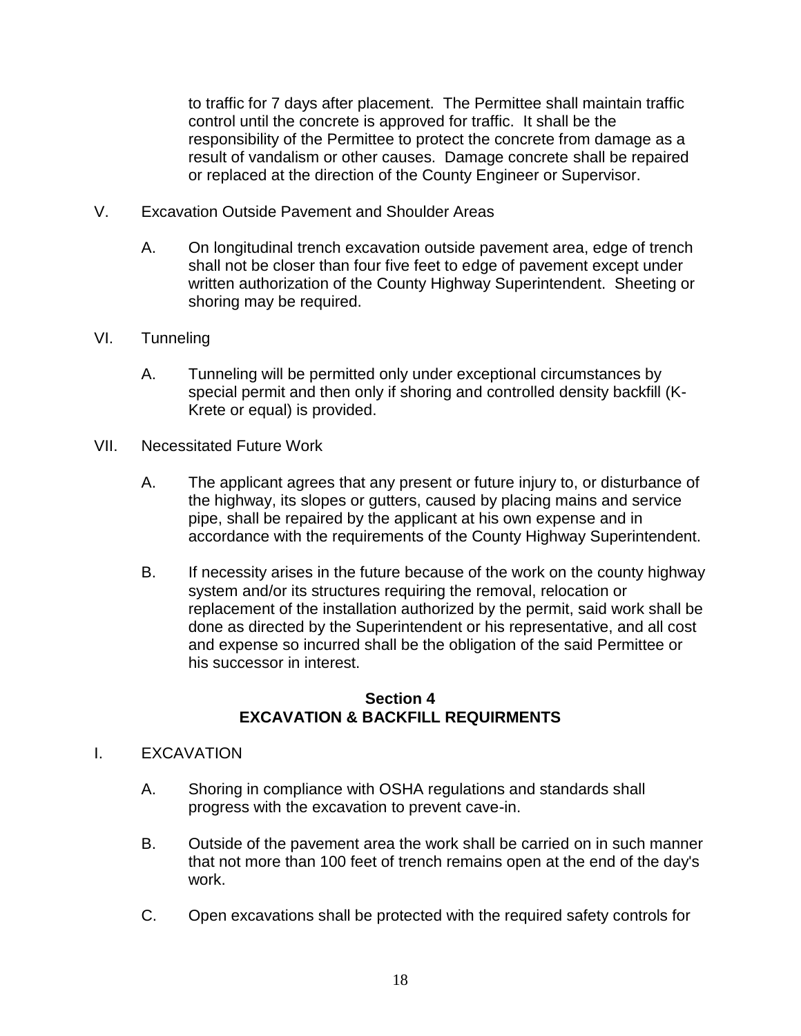to traffic for 7 days after placement. The Permittee shall maintain traffic control until the concrete is approved for traffic. It shall be the responsibility of the Permittee to protect the concrete from damage as a result of vandalism or other causes. Damage concrete shall be repaired or replaced at the direction of the County Engineer or Supervisor.

V. Excavation Outside Pavement and Shoulder Areas

   A. On longitudinal trench excavation outside pavement area, edge of trench shall not be closer than four five feet to edge of pavement except under written authorization of the County Highway Superintendent. Sheeting or shoring may be required.

VI. Tunneling

   A. Tunneling will be permitted only under exceptional circumstances by special permit and then only if shoring and controlled density backfill (K-Krete or equal) is provided.

VII. Necessitated Future Work

   A. The applicant agrees that any present or future injury to, or disturbance of the highway, its slopes or gutters, caused by placing mains and service pipe, shall be repaired by the applicant at his own expense and in accordance with the requirements of the County Highway Superintendent.

   B. If necessity arises in the future because of the work on the county highway system and/or its structures requiring the removal, relocation or replacement of the installation authorized by the permit, said work shall be done as directed by the Superintendent or his representative, and all cost and expense so incurred shall be the obligation of the said Permittee or his successor in interest.

## Section 4
## EXCAVATION & BACKFILL REQUIRMENTS

I. EXCAVATION

   A. Shoring in compliance with OSHA regulations and standards shall progress with the excavation to prevent cave-in.

   B. Outside of the pavement area the work shall be carried on in such manner that not more than 100 feet of trench remains open at the end of the day's work.

   C. Open excavations shall be protected with the required safety controls for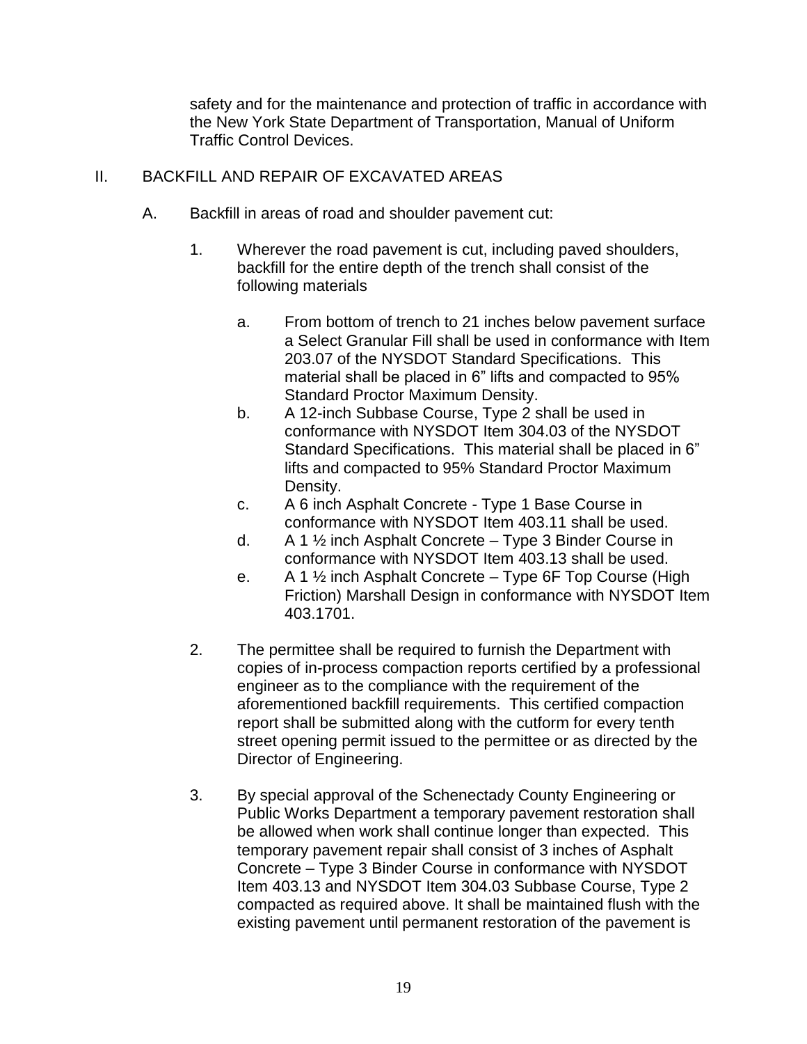safety and for the maintenance and protection of traffic in accordance with the New York State Department of Transportation, Manual of Uniform Traffic Control Devices.

## II. BACKFILL AND REPAIR OF EXCAVATED AREAS

A. Backfill in areas of road and shoulder pavement cut:

1. Wherever the road pavement is cut, including paved shoulders, backfill for the entire depth of the trench shall consist of the following materials

   a. From bottom of trench to 21 inches below pavement surface a Select Granular Fill shall be used in conformance with Item 203.07 of the NYSDOT Standard Specifications. This material shall be placed in 6" lifts and compacted to 95% Standard Proctor Maximum Density.

   b. A 12-inch Subbase Course, Type 2 shall be used in conformance with NYSDOT Item 304.03 of the NYSDOT Standard Specifications. This material shall be placed in 6" lifts and compacted to 95% Standard Proctor Maximum Density.

   c. A 6 inch Asphalt Concrete - Type 1 Base Course in conformance with NYSDOT Item 403.11 shall be used.

   d. A 1 ½ inch Asphalt Concrete – Type 3 Binder Course in conformance with NYSDOT Item 403.13 shall be used.

   e. A 1 ½ inch Asphalt Concrete – Type 6F Top Course (High Friction) Marshall Design in conformance with NYSDOT Item 403.1701.

2. The permittee shall be required to furnish the Department with copies of in-process compaction reports certified by a professional engineer as to the compliance with the requirement of the aforementioned backfill requirements. This certified compaction report shall be submitted along with the cutform for every tenth street opening permit issued to the permittee or as directed by the Director of Engineering.

3. By special approval of the Schenectady County Engineering or Public Works Department a temporary pavement restoration shall be allowed when work shall continue longer than expected. This temporary pavement repair shall consist of 3 inches of Asphalt Concrete – Type 3 Binder Course in conformance with NYSDOT Item 403.13 and NYSDOT Item 304.03 Subbase Course, Type 2 compacted as required above. It shall be maintained flush with the existing pavement until permanent restoration of the pavement is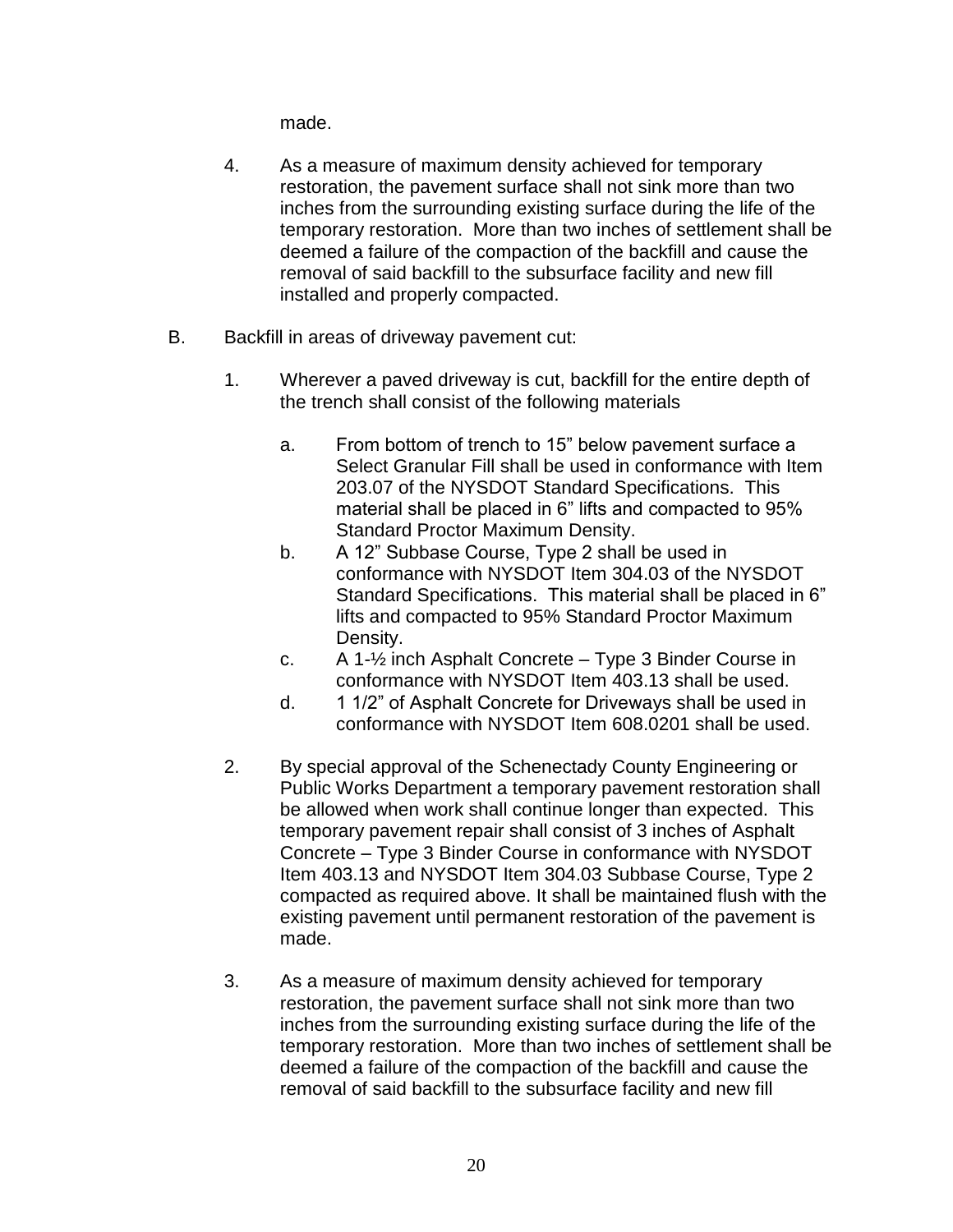made.

4. As a measure of maximum density achieved for temporary restoration, the pavement surface shall not sink more than two inches from the surrounding existing surface during the life of the temporary restoration. More than two inches of settlement shall be deemed a failure of the compaction of the backfill and cause the removal of said backfill to the subsurface facility and new fill installed and properly compacted.

B. Backfill in areas of driveway pavement cut:

1. Wherever a paved driveway is cut, backfill for the entire depth of the trench shall consist of the following materials

   a. From bottom of trench to 15" below pavement surface a Select Granular Fill shall be used in conformance with Item 203.07 of the NYSDOT Standard Specifications. This material shall be placed in 6" lifts and compacted to 95% Standard Proctor Maximum Density.

   b. A 12" Subbase Course, Type 2 shall be used in conformance with NYSDOT Item 304.03 of the NYSDOT Standard Specifications. This material shall be placed in 6" lifts and compacted to 95% Standard Proctor Maximum Density.

   c. A 1-½ inch Asphalt Concrete – Type 3 Binder Course in conformance with NYSDOT Item 403.13 shall be used.

   d. 1 1/2" of Asphalt Concrete for Driveways shall be used in conformance with NYSDOT Item 608.0201 shall be used.

2. By special approval of the Schenectady County Engineering or Public Works Department a temporary pavement restoration shall be allowed when work shall continue longer than expected. This temporary pavement repair shall consist of 3 inches of Asphalt Concrete – Type 3 Binder Course in conformance with NYSDOT Item 403.13 and NYSDOT Item 304.03 Subbase Course, Type 2 compacted as required above. It shall be maintained flush with the existing pavement until permanent restoration of the pavement is made.

3. As a measure of maximum density achieved for temporary restoration, the pavement surface shall not sink more than two inches from the surrounding existing surface during the life of the temporary restoration. More than two inches of settlement shall be deemed a failure of the compaction of the backfill and cause the removal of said backfill to the subsurface facility and new fill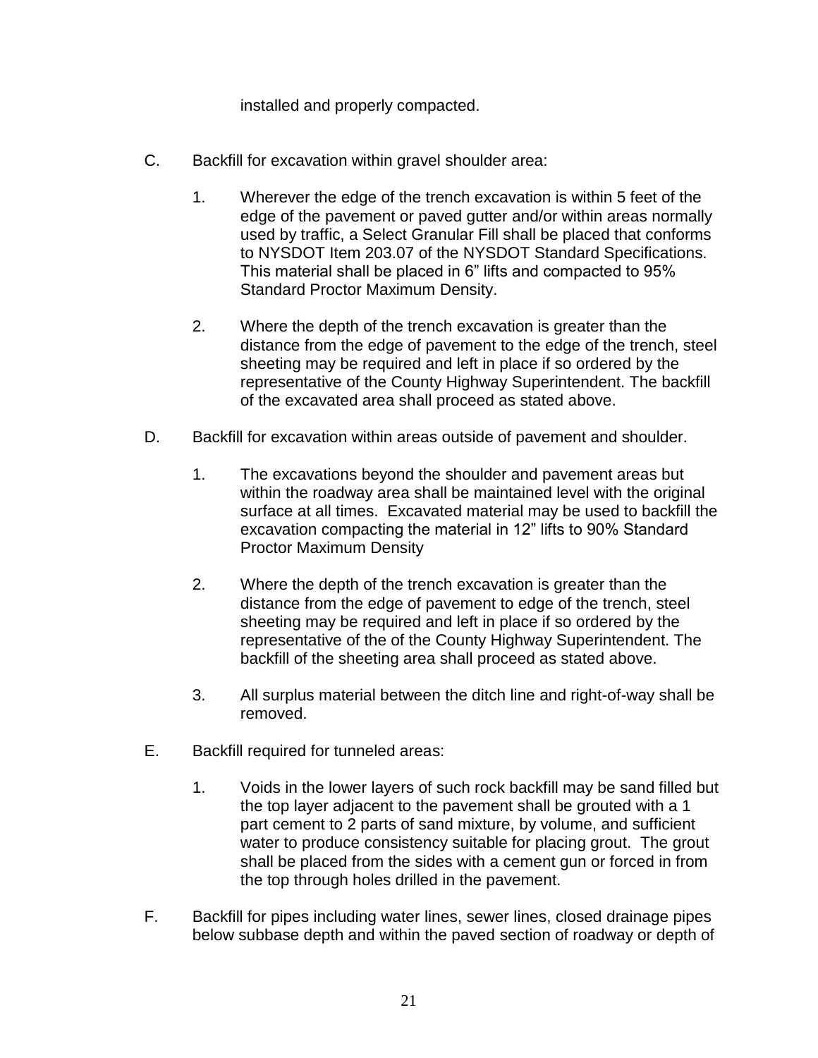installed and properly compacted.

C. Backfill for excavation within gravel shoulder area:

   1. Wherever the edge of the trench excavation is within 5 feet of the edge of the pavement or paved gutter and/or within areas normally used by traffic, a Select Granular Fill shall be placed that conforms to NYSDOT Item 203.07 of the NYSDOT Standard Specifications. This material shall be placed in 6" lifts and compacted to 95% Standard Proctor Maximum Density.

   2. Where the depth of the trench excavation is greater than the distance from the edge of pavement to the edge of the trench, steel sheeting may be required and left in place if so ordered by the representative of the County Highway Superintendent. The backfill of the excavated area shall proceed as stated above.

D. Backfill for excavation within areas outside of pavement and shoulder.

   1. The excavations beyond the shoulder and pavement areas but within the roadway area shall be maintained level with the original surface at all times. Excavated material may be used to backfill the excavation compacting the material in 12" lifts to 90% Standard Proctor Maximum Density

   2. Where the depth of the trench excavation is greater than the distance from the edge of pavement to edge of the trench, steel sheeting may be required and left in place if so ordered by the representative of the of the County Highway Superintendent. The backfill of the sheeting area shall proceed as stated above.

   3. All surplus material between the ditch line and right-of-way shall be removed.

E. Backfill required for tunneled areas:

   1. Voids in the lower layers of such rock backfill may be sand filled but the top layer adjacent to the pavement shall be grouted with a 1 part cement to 2 parts of sand mixture, by volume, and sufficient water to produce consistency suitable for placing grout. The grout shall be placed from the sides with a cement gun or forced in from the top through holes drilled in the pavement.

F. Backfill for pipes including water lines, sewer lines, closed drainage pipes below subbase depth and within the paved section of roadway or depth of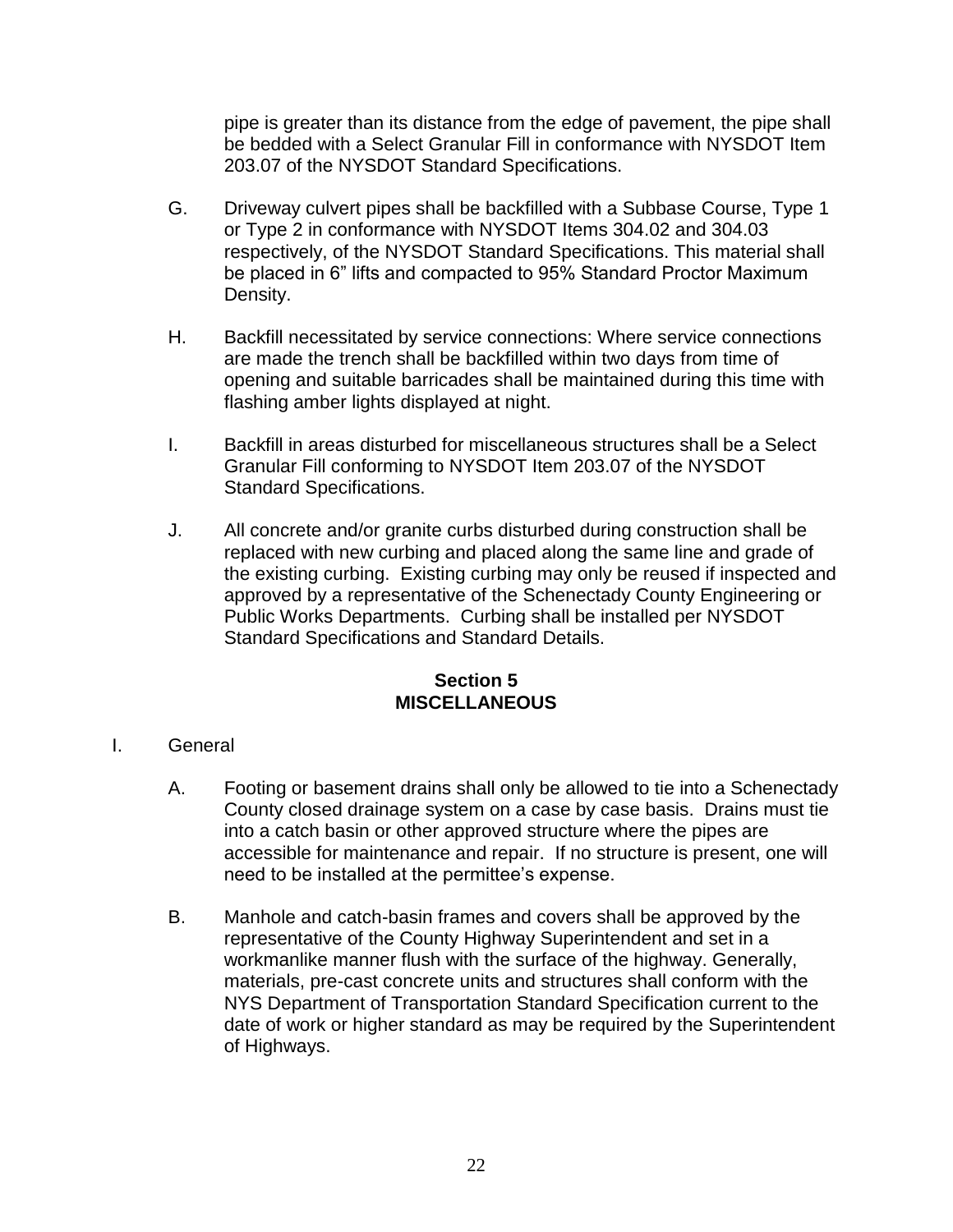pipe is greater than its distance from the edge of pavement, the pipe shall be bedded with a Select Granular Fill in conformance with NYSDOT Item 203.07 of the NYSDOT Standard Specifications.

G. Driveway culvert pipes shall be backfilled with a Subbase Course, Type 1 or Type 2 in conformance with NYSDOT Items 304.02 and 304.03 respectively, of the NYSDOT Standard Specifications. This material shall be placed in 6" lifts and compacted to 95% Standard Proctor Maximum Density.

H. Backfill necessitated by service connections: Where service connections are made the trench shall be backfilled within two days from time of opening and suitable barricades shall be maintained during this time with flashing amber lights displayed at night.

I. Backfill in areas disturbed for miscellaneous structures shall be a Select Granular Fill conforming to NYSDOT Item 203.07 of the NYSDOT Standard Specifications.

J. All concrete and/or granite curbs disturbed during construction shall be replaced with new curbing and placed along the same line and grade of the existing curbing. Existing curbing may only be reused if inspected and approved by a representative of the Schenectady County Engineering or Public Works Departments. Curbing shall be installed per NYSDOT Standard Specifications and Standard Details.

## Section 5
## MISCELLANEOUS

I. General

A. Footing or basement drains shall only be allowed to tie into a Schenectady County closed drainage system on a case by case basis. Drains must tie into a catch basin or other approved structure where the pipes are accessible for maintenance and repair. If no structure is present, one will need to be installed at the permittee's expense.

B. Manhole and catch-basin frames and covers shall be approved by the representative of the County Highway Superintendent and set in a workmanlike manner flush with the surface of the highway. Generally, materials, pre-cast concrete units and structures shall conform with the NYS Department of Transportation Standard Specification current to the date of work or higher standard as may be required by the Superintendent of Highways.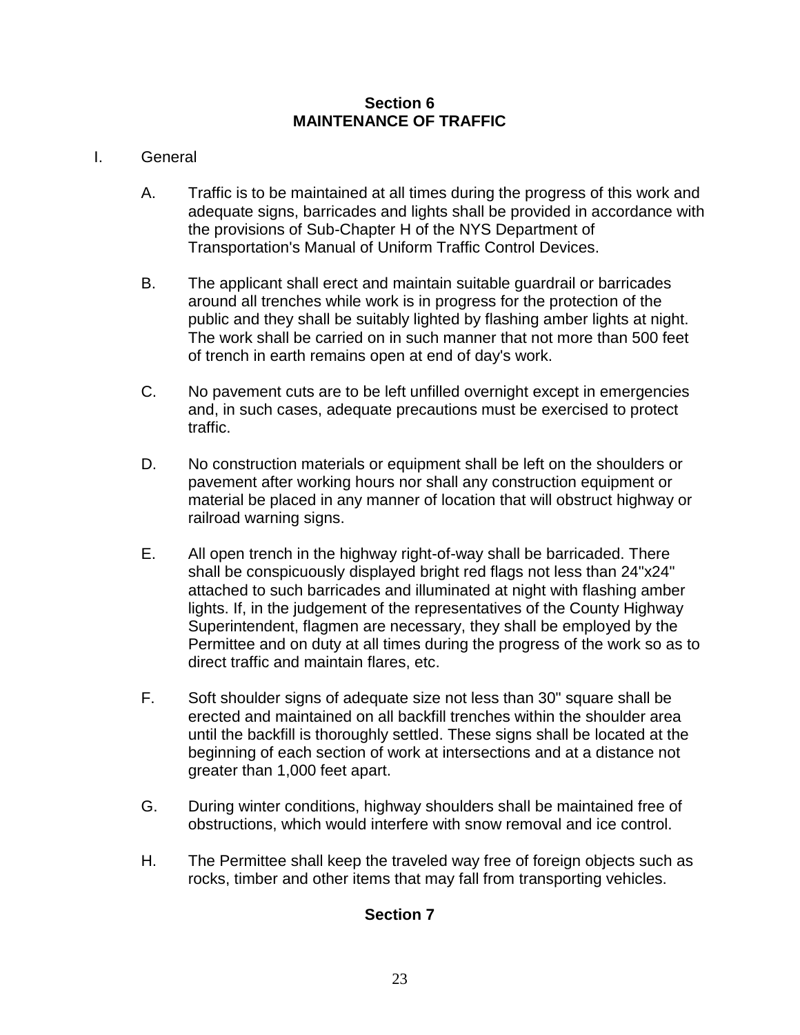## Section 6
## MAINTENANCE OF TRAFFIC

I. General

A. Traffic is to be maintained at all times during the progress of this work and adequate signs, barricades and lights shall be provided in accordance with the provisions of Sub-Chapter H of the NYS Department of Transportation's Manual of Uniform Traffic Control Devices.

B. The applicant shall erect and maintain suitable guardrail or barricades around all trenches while work is in progress for the protection of the public and they shall be suitably lighted by flashing amber lights at night. The work shall be carried on in such manner that not more than 500 feet of trench in earth remains open at end of day's work.

C. No pavement cuts are to be left unfilled overnight except in emergencies and, in such cases, adequate precautions must be exercised to protect traffic.

D. No construction materials or equipment shall be left on the shoulders or pavement after working hours nor shall any construction equipment or material be placed in any manner of location that will obstruct highway or railroad warning signs.

E. All open trench in the highway right-of-way shall be barricaded. There shall be conspicuously displayed bright red flags not less than 24"x24" attached to such barricades and illuminated at night with flashing amber lights. If, in the judgement of the representatives of the County Highway Superintendent, flagmen are necessary, they shall be employed by the Permittee and on duty at all times during the progress of the work so as to direct traffic and maintain flares, etc.

F. Soft shoulder signs of adequate size not less than 30" square shall be erected and maintained on all backfill trenches within the shoulder area until the backfill is thoroughly settled. These signs shall be located at the beginning of each section of work at intersections and at a distance not greater than 1,000 feet apart.

G. During winter conditions, highway shoulders shall be maintained free of obstructions, which would interfere with snow removal and ice control.

H. The Permittee shall keep the traveled way free of foreign objects such as rocks, timber and other items that may fall from transporting vehicles.

## Section 7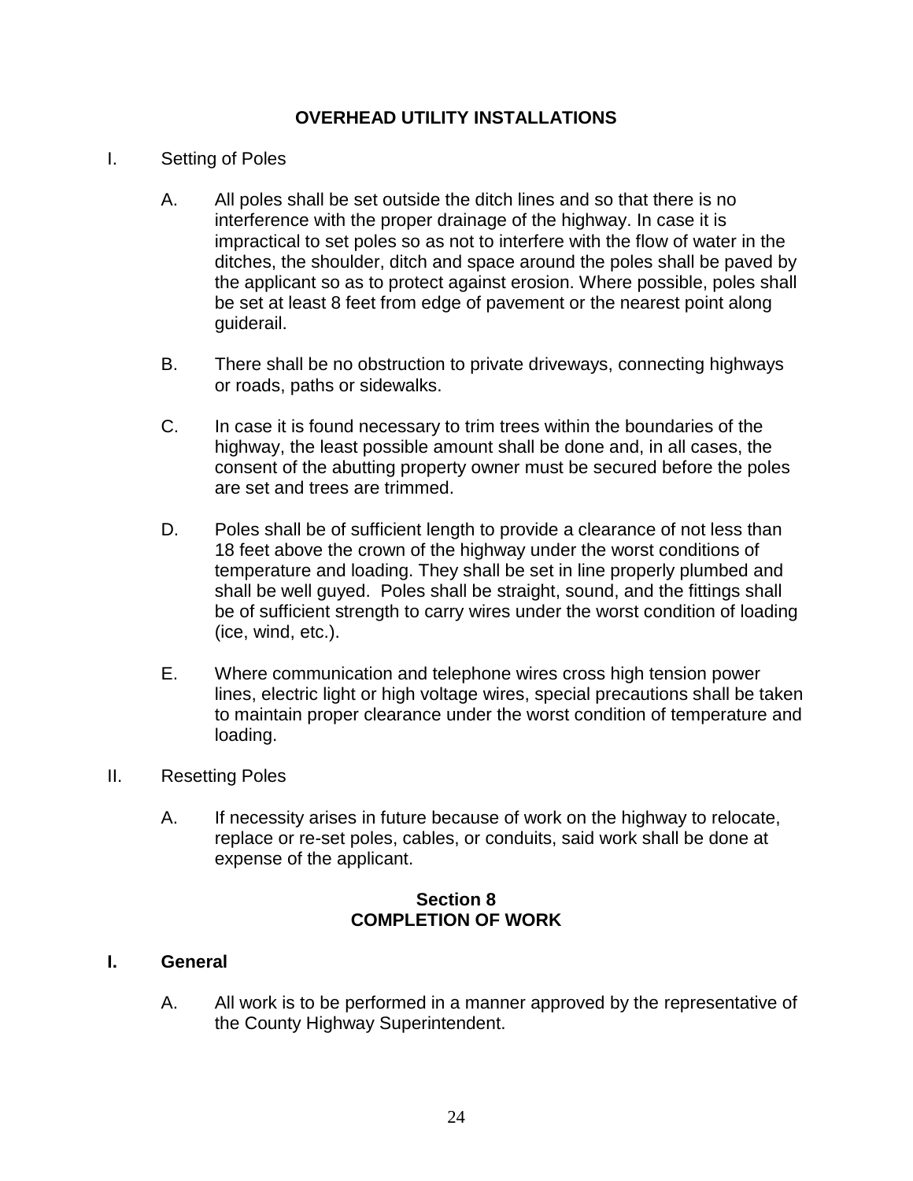## OVERHEAD UTILITY INSTALLATIONS

I. Setting of Poles

A. All poles shall be set outside the ditch lines and so that there is no interference with the proper drainage of the highway. In case it is impractical to set poles so as not to interfere with the flow of water in the ditches, the shoulder, ditch and space around the poles shall be paved by the applicant so as to protect against erosion. Where possible, poles shall be set at least 8 feet from edge of pavement or the nearest point along guiderail.

B. There shall be no obstruction to private driveways, connecting highways or roads, paths or sidewalks.

C. In case it is found necessary to trim trees within the boundaries of the highway, the least possible amount shall be done and, in all cases, the consent of the abutting property owner must be secured before the poles are set and trees are trimmed.

D. Poles shall be of sufficient length to provide a clearance of not less than 18 feet above the crown of the highway under the worst conditions of temperature and loading. They shall be set in line properly plumbed and shall be well guyed. Poles shall be straight, sound, and the fittings shall be of sufficient strength to carry wires under the worst condition of loading (ice, wind, etc.).

E. Where communication and telephone wires cross high tension power lines, electric light or high voltage wires, special precautions shall be taken to maintain proper clearance under the worst condition of temperature and loading.

II. Resetting Poles

A. If necessity arises in future because of work on the highway to relocate, replace or re-set poles, cables, or conduits, said work shall be done at expense of the applicant.

## Section 8
## COMPLETION OF WORK

**I. General**

A. All work is to be performed in a manner approved by the representative of the County Highway Superintendent.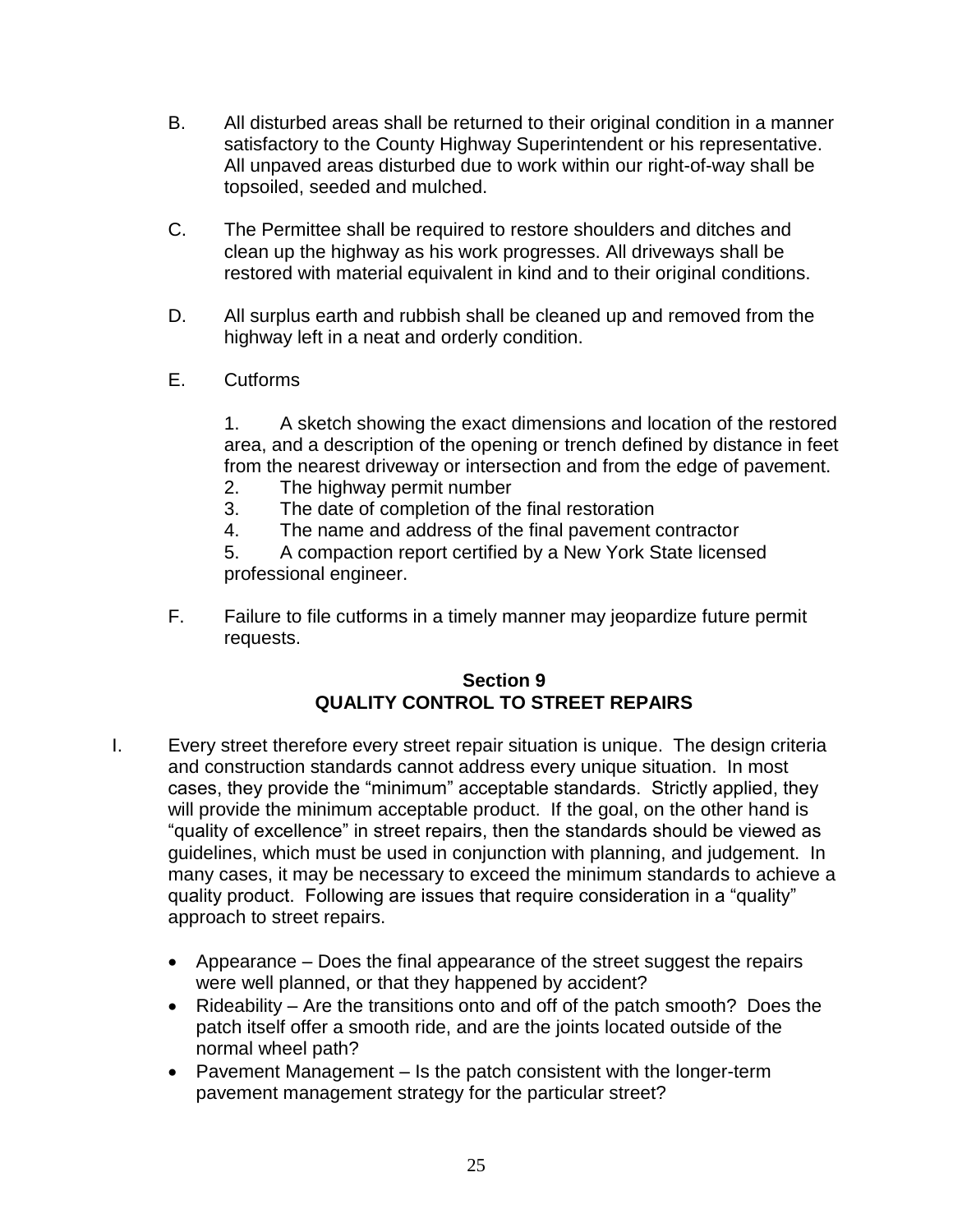B. All disturbed areas shall be returned to their original condition in a manner satisfactory to the County Highway Superintendent or his representative. All unpaved areas disturbed due to work within our right-of-way shall be topsoiled, seeded and mulched.

C. The Permittee shall be required to restore shoulders and ditches and clean up the highway as his work progresses. All driveways shall be restored with material equivalent in kind and to their original conditions.

D. All surplus earth and rubbish shall be cleaned up and removed from the highway left in a neat and orderly condition.

E. Cutforms

1. A sketch showing the exact dimensions and location of the restored area, and a description of the opening or trench defined by distance in feet from the nearest driveway or intersection and from the edge of pavement.
2. The highway permit number
3. The date of completion of the final restoration
4. The name and address of the final pavement contractor
5. A compaction report certified by a New York State licensed professional engineer.

F. Failure to file cutforms in a timely manner may jeopardize future permit requests.

## Section 9
## QUALITY CONTROL TO STREET REPAIRS

I. Every street therefore every street repair situation is unique. The design criteria and construction standards cannot address every unique situation. In most cases, they provide the "minimum" acceptable standards. Strictly applied, they will provide the minimum acceptable product. If the goal, on the other hand is "quality of excellence" in street repairs, then the standards should be viewed as guidelines, which must be used in conjunction with planning, and judgement. In many cases, it may be necessary to exceed the minimum standards to achieve a quality product. Following are issues that require consideration in a "quality" approach to street repairs.

- Appearance – Does the final appearance of the street suggest the repairs were well planned, or that they happened by accident?
- Rideability – Are the transitions onto and off of the patch smooth? Does the patch itself offer a smooth ride, and are the joints located outside of the normal wheel path?
- Pavement Management – Is the patch consistent with the longer-term pavement management strategy for the particular street?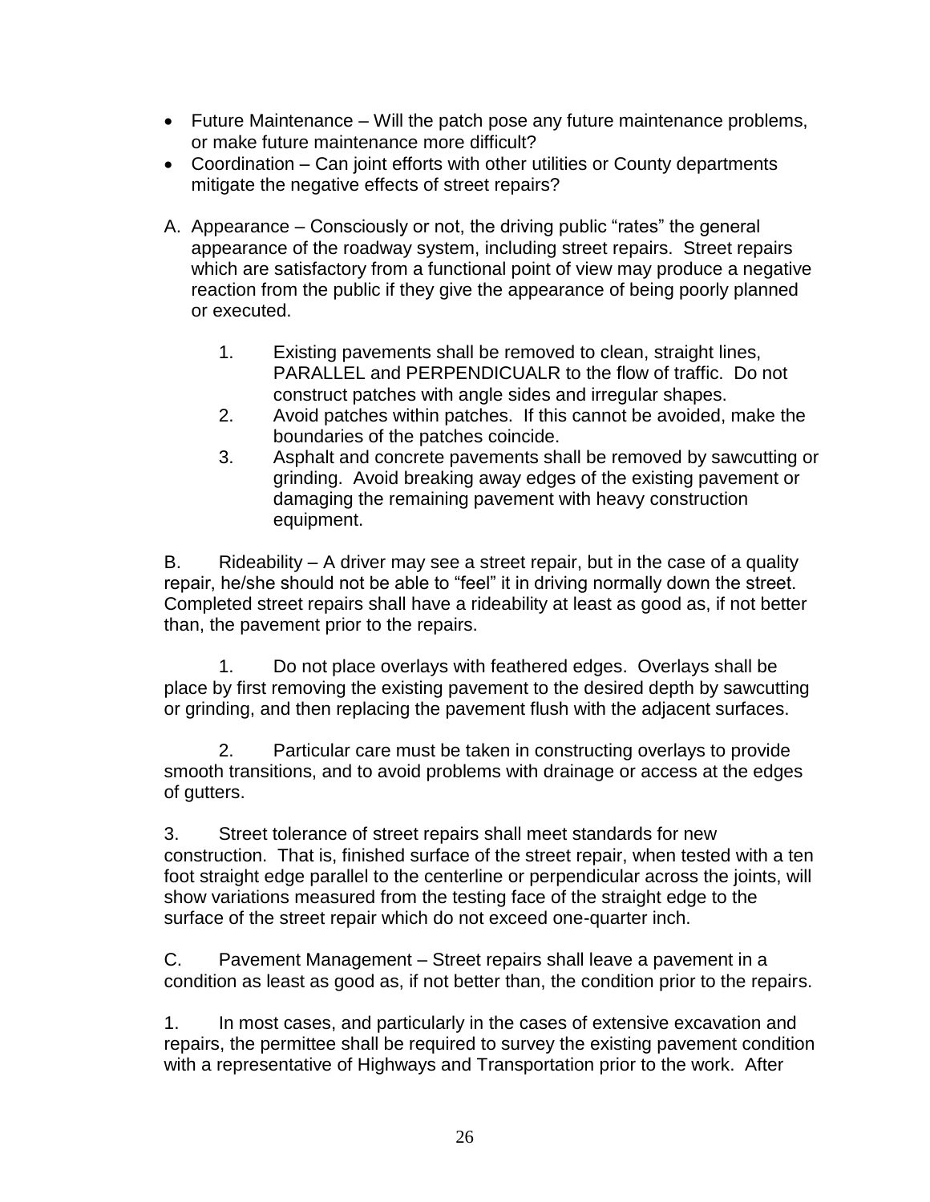- Future Maintenance – Will the patch pose any future maintenance problems, or make future maintenance more difficult?
- Coordination – Can joint efforts with other utilities or County departments mitigate the negative effects of street repairs?

A. Appearance – Consciously or not, the driving public "rates" the general appearance of the roadway system, including street repairs. Street repairs which are satisfactory from a functional point of view may produce a negative reaction from the public if they give the appearance of being poorly planned or executed.

1. Existing pavements shall be removed to clean, straight lines, PARALLEL and PERPENDICUALR to the flow of traffic. Do not construct patches with angle sides and irregular shapes.
2. Avoid patches within patches. If this cannot be avoided, make the boundaries of the patches coincide.
3. Asphalt and concrete pavements shall be removed by sawcutting or grinding. Avoid breaking away edges of the existing pavement or damaging the remaining pavement with heavy construction equipment.

B. Rideability – A driver may see a street repair, but in the case of a quality repair, he/she should not be able to "feel" it in driving normally down the street. Completed street repairs shall have a rideability at least as good as, if not better than, the pavement prior to the repairs.

1. Do not place overlays with feathered edges. Overlays shall be place by first removing the existing pavement to the desired depth by sawcutting or grinding, and then replacing the pavement flush with the adjacent surfaces.

2. Particular care must be taken in constructing overlays to provide smooth transitions, and to avoid problems with drainage or access at the edges of gutters.

3. Street tolerance of street repairs shall meet standards for new construction. That is, finished surface of the street repair, when tested with a ten foot straight edge parallel to the centerline or perpendicular across the joints, will show variations measured from the testing face of the straight edge to the surface of the street repair which do not exceed one-quarter inch.

C. Pavement Management – Street repairs shall leave a pavement in a condition as least as good as, if not better than, the condition prior to the repairs.

1. In most cases, and particularly in the cases of extensive excavation and repairs, the permittee shall be required to survey the existing pavement condition with a representative of Highways and Transportation prior to the work. After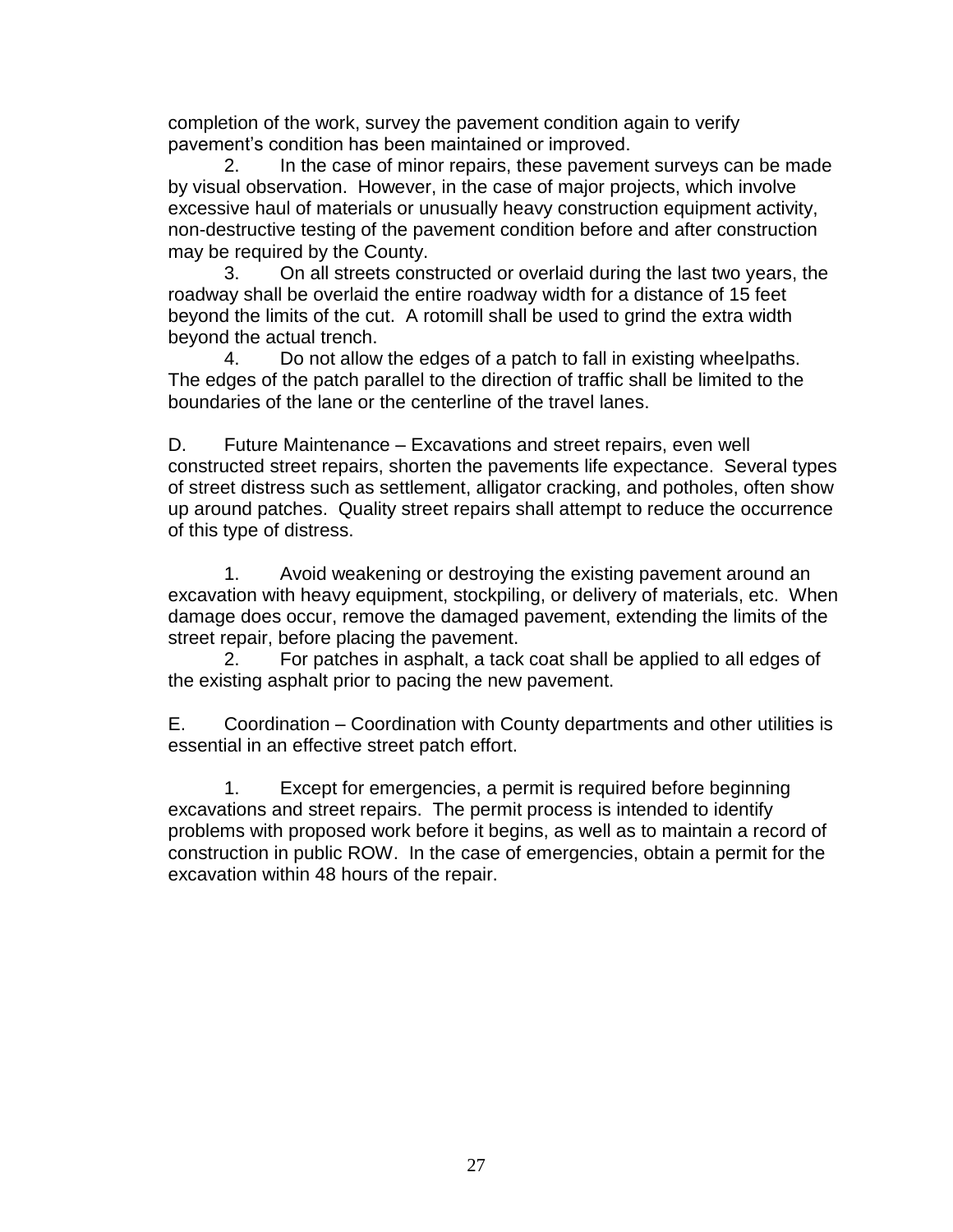completion of the work, survey the pavement condition again to verify pavement's condition has been maintained or improved.

2. In the case of minor repairs, these pavement surveys can be made by visual observation. However, in the case of major projects, which involve excessive haul of materials or unusually heavy construction equipment activity, non-destructive testing of the pavement condition before and after construction may be required by the County.

3. On all streets constructed or overlaid during the last two years, the roadway shall be overlaid the entire roadway width for a distance of 15 feet beyond the limits of the cut. A rotomill shall be used to grind the extra width beyond the actual trench.

4. Do not allow the edges of a patch to fall in existing wheelpaths. The edges of the patch parallel to the direction of traffic shall be limited to the boundaries of the lane or the centerline of the travel lanes.

D. Future Maintenance – Excavations and street repairs, even well constructed street repairs, shorten the pavements life expectance. Several types of street distress such as settlement, alligator cracking, and potholes, often show up around patches. Quality street repairs shall attempt to reduce the occurrence of this type of distress.

1. Avoid weakening or destroying the existing pavement around an excavation with heavy equipment, stockpiling, or delivery of materials, etc. When damage does occur, remove the damaged pavement, extending the limits of the street repair, before placing the pavement.

2. For patches in asphalt, a tack coat shall be applied to all edges of the existing asphalt prior to pacing the new pavement.

E. Coordination – Coordination with County departments and other utilities is essential in an effective street patch effort.

1. Except for emergencies, a permit is required before beginning excavations and street repairs. The permit process is intended to identify problems with proposed work before it begins, as well as to maintain a record of construction in public ROW. In the case of emergencies, obtain a permit for the excavation within 48 hours of the repair.